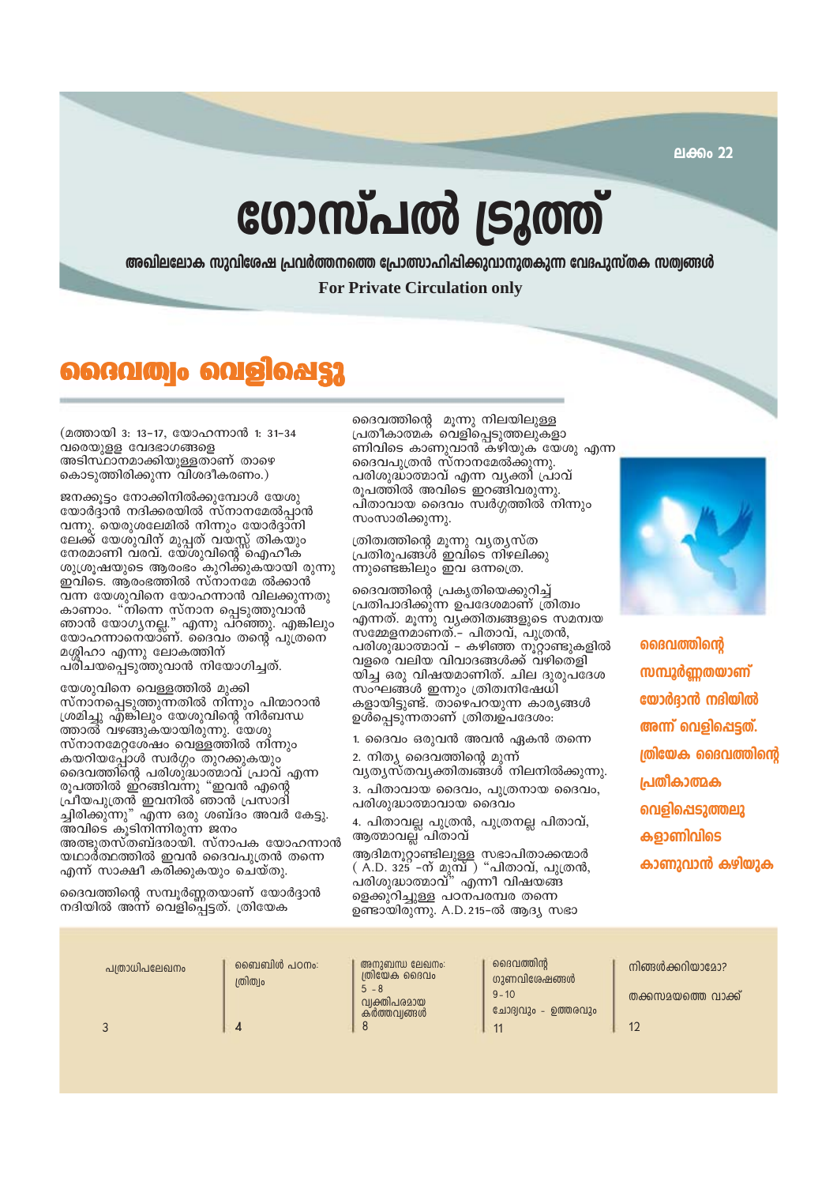ലക്കം 22

# ഗോസ്പൽ ട്രൂത്ത്

**അഖിലലോക സുവിശേഷ പ്രവർത്തനത്തെ പ്രോത്സാഹിപ്പിക്കുവാനുതകുന്ന വേദപുസ്തക സത്യങ്ങൾ**

**For Private Circulation only**

## ദൈവത്വം വെളിപ്പെട്ടു

(മത്തായി 3: 13–17, യോഹന്നാൻ 1: 31–34 വരെയുള്ള വേദഭാഗങ്ങളെ അടിസ്ഥാനമാക്കിയുള്ളതാണ് താഴെ കൊടുത്തിരിക്കുന്ന വിശദീകരണം.)

ജനക്കൂട്ടം നോക്കിനിൽക്കുമ്പോൾ യേശു യോർദ്ദാൻ നദിക്കരയിൽ സ്നാനമേൽപ്പാൻ വന്നു. യെരുശലേമിൽ നിന്നും യോർദ്ദാനി ലേക്ക് യേശുവിന് മുപ്പത് വയസ്സ് തികയും നേരമാണി വരവ്. യേശുവിന്റെ ഐഹിക ശുശ്രൂഷയുടെ ആരംഭം കുറിക്കുകയായി രുന്നു ഇവിടെ. ആരംഭത്തിൽ സ്നാനമേ ൽക്കാൻ വന്ന യേശുവിനെ യോഹന്നാൻ വിലക്കുന്നതു കാണാം. "നിന്നെ സ്നാന പ്പെടുത്തുവാൻ ഞാൻ യോഗ്യനല്ല." എന്നു പറഞ്ഞു. എങ്കിലും യോഹന്നാനെയാണ്. ദൈവം തന്റെ പുത്രനെ മശ്ശിഹാ എന്നു ലോകത്തിന് പരിചയപ്പെടുത്തുവാൻ നിയോഗിച്ചത്.

യേശുവിനെ വെള്ളത്തിൽ മുക്കി സ്നാനപ്പെടുത്തുന്നതിൽ നിന്നും പിന്മാറാൻ ശ്രമിച്ചു എങ്കിലും യേശുവിന്റെ നിർബന്ധ ത്താൽ വഴങ്ങുകയായിരുന്നു. യേശു സ്നാനമേറ്റശേഷം വെള്ളത്തിൽ നിന്നും കയറിയപ്പോൾ സ്വർഗ്ഗം തുറക്കുകയും ദൈവത്തിന്റെ പരിശുദ്ധാത്മാവ് പ്രാവ് എന്ന രൂപത്തിൽ ഇറങ്ങിവന്നു "ഇവൻ എന്റെ പ്രിയപുത്രൻ ഇവനിൽ ഞാൻ പ്രസാദി ച്ചിരിക്കുന്നു" എന്ന ഒരു ശബ്ദം അവർ കേട്ടു. അവിടെ കൂടിനിന്നിരുന്ന ജനം അത്ഭുതസ്തബ്ദരായി. സ്നാപക യോഹന്നാൻ യഥാർത്ഥത്തിൽ ഇവൻ ദൈവപുത്രൻ തന്നെ എന്ന് സാക്ഷീ കരിക്കുകയും ചെയ്തു.

ദൈവത്തിന്റെ സമ്പൂർണ്ണതയാണ് യോർദ്ദാൻ നദിയിൽ അന്ന് വെളിപ്പെട്ടത്. ത്രിയേക ദൈവത്തിന്റെ മൂന്നു നിലയിലുള്ള പ്രതീകാത്മക വെളിപ്പെടുത്തലുകളാ ണിവിടെ കാണുവാൻ കഴിയുക യേശു എന്ന ദൈവപുത്രൻ സ്നാനമേൽക്കുന്നു. പരിശുദ്ധാത്മാവ് എന്ന വ്യക്തി പ്രാവ് രൂപത്തിൽ അവിടെ ഇറങ്ങിവരുന്നു. പിതാവായ ദൈവം സ്വർഗ്ഗത്തിൽ നിന്നും സംസാരിക്കുന്നു.

ത്രിത്വത്തിന്റെ മൂന്നു വ്യത്യസ്ത പ്രതിരൂപങ്ങൾ ഇവിടെ നിഴലിക്കു ന്നുണ്ടെങ്കിലും ഇവ ഒന്നത്രെ.

ദൈവത്തിന്റെ പ്രകൃതിയെക്കുറിച്ച് പ്രതിപാദിക്കുന്ന ഉപദേശമാണ് ത്രിത്വം എന്നത്. മൂന്നു വ്യക്തിത്വങ്ങളുടെ സമന്വയ സമ്മേളനമാണത്.– പിതാവ്, പുത്രൻ, പരിശുദ്ധാത്മാവ് – കഴിഞ്ഞ നൂറ്റാണ്ടുകളിൽ വളരെ വലിയ വിവാദങ്ങൾക്ക് വഴിതെളി യിച്ച ഒരു വിഷയമാണിത്. ചില ദുരുപദേശ സംഘങ്ങൾ ഇന്നും ത്രിത്വനിഷേധി കളായിട്ടുണ്ട്. താഴെപറയുന്ന കാര്യങ്ങൾ ഉൾപ്പെടുന്നതാണ് ത്രിത്വഉപദേശം:

1. ദൈവം ഒരുവൻ അവൻ ഏകൻ തന്നെ
2. നിത്യ ദൈവത്തിന്റെ മൂന്ന് വ്യത്യസ്തവ്യക്തിത്വങ്ങൾ നിലനിൽക്കുന്നു.
3. പിതാവായ ദൈവം, പുത്രനായ ദൈവം, പരിശുദ്ധാത്മാവായ ദൈവം
4. പിതാവല്ല പുത്രൻ, പുത്രനല്ല പിതാവ്, ആത്മാവല്ല പിതാവ്

ആദിമനൂറ്റാണ്ടിലുള്ള സഭാപിതാക്കന്മാർ ( A.D. 325 –ന് മുമ്പ് ) "പിതാവ്, പുത്രൻ, പരിശുദ്ധാത്മാവ്" എന്നീ വിഷയങ്ങ ളെക്കുറിച്ചുള്ള പഠനപരമ്പര തന്നെ ഉണ്ടായിരുന്നു. A.D. 215-ൽ ആദ്യ സഭാ

**ദൈവത്തിന്റെ സമ്പൂർണ്ണതയാണ് യോർദ്ദാൻ നദിയിൽ അന്ന് വെളിപ്പെട്ടത്. ത്രിയേക ദൈവത്തിന്റെ പ്രതീകാത്മക വെളിപ്പെടുത്തലു കളാണിവിടെ കാണുവാൻ കഴിയുക**

| | |
|---|---|
| പത്രാധിപലേഖനം | 3 |
| ബൈബിൾ പഠനം: ത്രിത്വം | 4 |
| അനുബന്ധ ലേഖനം: ത്രിയേക ദൈവം | 5 – 8 |
| വ്യക്തിപരമായ കർത്തവ്യങ്ങൾ | 8 |
| ദൈവത്തിന്റെ ഗുണവിശേഷങ്ങൾ | 9 – 10 |
| ചോദ്യവും – ഉത്തരവും | 11 |
| നിങ്ങൾക്കറിയാമോ? തക്കസമയത്തെ വാക്ക് | 12 |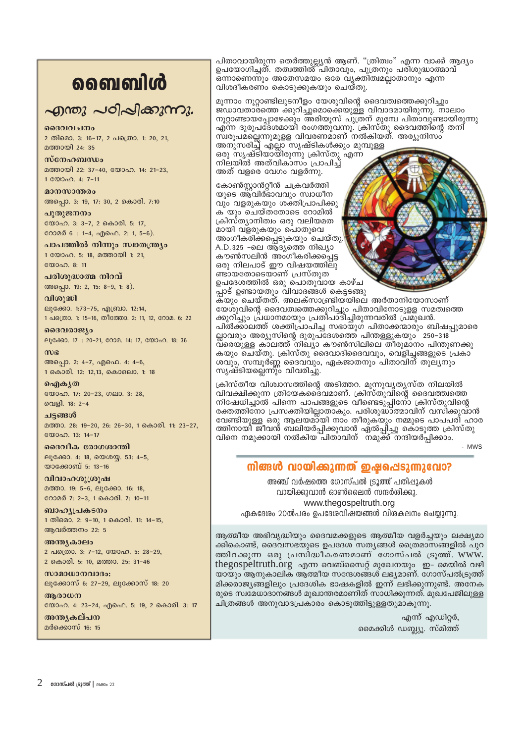# ബൈബിൾ

## എന്തു പഠിപ്പിക്കുന്നു.

**ദൈവവചനം**
2 തിമൊ. 3: 16–17, 2 പത്രൊ. 1: 20, 21, മത്തായി 24: 35

**സ്നേഹബന്ധം**
മത്തായി 22: 37–40, യോഹ. 14: 21–23, 1 യോഹ. 4: 7–11

**മാനസാന്തരം**
അപ്പൊ. 3: 19, 17: 30, 2 കൊരി. 7:10

**പുതുജനനം**
യോഹ. 3: 3–7, 2 കൊരി. 5: 17, റോമർ 6 : 1–4, എഫെ. 2: 1, 5–6).

**പാപത്തിൽ നിന്നും സ്വാതന്ത്ര്യം**
1 യോഹ. 5: 18, മത്തായി 1: 21, യോഹ. 8: 11

**പരിശുദ്ധാത്മ നിറവ്**
അപ്പൊ. 19: 2, 15: 8–9, 1: 8).

**വിശുദ്ധി**
ലൂക്കോ. 1:73–75, എബ്രാ. 12:14, 1 പത്രൊ. 1: 15–16, തീത്തോ. 2: 11, 12, റോമ. 6: 22

**ദൈവരാജ്യം**
ലൂക്കോ. 17 : 20–21, റോമ. 14: 17, യോഹ. 18: 36

**സഭ**
അപ്പൊ. 2: 4–7, എഫെ. 4: 4–6, 1 കൊരി. 12: 12,13, കൊലൊ. 1: 18

**ഐക്യത**
യോഹ. 17: 20–23, ഗലാ. 3: 28, വെളി. 18: 2–4

**ചട്ടങ്ങൾ**
മത്താ. 28: 19–20, 26: 26–30, 1 കൊരി. 11: 23–27, യോഹ. 13: 14–17

**ദൈവീക രോഗശാന്തി**
ലൂക്കോ. 4: 18, യെശയ്യ. 53: 4–5, യാക്കോബ് 5: 13–16

**വിവാഹശുശ്രൂഷ**
മത്താ. 19: 5–6, ലൂക്കോ. 16: 18, റോമർ 7: 2–3, 1 കൊരി. 7: 10–11

**ബാഹ്യപ്രകടനം**
1 തിമൊ. 2: 9–10, 1 കൊരി. 11: 14–15, ആവർത്തനം 22: 5

**അന്ത്യകാലം**
2 പത്രൊ. 3: 7–12, യോഹ. 5: 28–29, 2 കൊരി. 5: 10, മത്താ. 25: 31–46

**സമാധാനവാദം:**
ലൂക്കോസ് 6: 27–29, ലൂക്കോസ് 18: 20

**ആരാധന**
യോഹ. 4: 23–24, എഫെ. 5: 19, 2 കൊരി. 3: 17

**അന്ത്യകല്പന**
മർക്കൊസ് 16: 15

പിതാവായിരുന്ന തെർത്തുല്യൻ ആണ്. "ത്രിത്വം" എന്ന വാക്ക് ആദ്യം ഉപയോഗിച്ചത്. തത്വത്തിൽ പിതാവും, പുത്രനും പരിശുദ്ധാത്മാവ് ഒന്നാണെന്നും അതേസമയം ഒരേ വ്യക്തിത്വമല്ലാതാനും എന്ന വിശദീകരണം കൊടുക്കുകയും ചെയ്തു.

മൂന്നാം നൂറ്റാണ്ടിലുടനീളം യേശുവിന്റെ ദൈവത്വത്തെക്കുറിച്ചും ജഡാവതാരത്തെ ക്കുറിച്ചുമൊക്കെയുള്ള വിവാദമായിരുന്നു. നാലാം നൂറ്റാണ്ടായപ്പോഴേക്കും അരിയൂസ് പുത്രന് മുമ്പേ പിതാവുണ്ടായിരുന്നു എന്ന ദുരുപദേശമായി രംഗത്തുവന്നു. ക്രിസ്തു ദൈവത്തിന്റെ തനി സ്വരൂപമല്ലെന്നുമുള്ള വിവരണമാണ് നൽകിയത്. അര്യൂനിസം അനുസരിച്ച് എല്ലാ സൃഷ്ടികൾക്കും മുമ്പുള്ള ഒരു സൃഷ്ടിയായിരുന്നു ക്രിസ്തു എന്ന നിലയിൽ അത്വികാസം പ്രാപിച്ച് അത് വളരെ വേഗം വളർന്നു.

കോൺസ്റ്റാൻറ്റീൻ ചക്രവർത്തി യുടെ ആവിർഭാവവും സ്വാധീന വും വളരുകയും ശക്തിപ്രാപിക്കു ക യും ചെയ്തതോടെ റോമിൽ ക്രിസ്ത്യാനിത്വം ഒരു വലിയമത മായി വളരുകയും പൊതുവെ അംഗീകരിക്കപ്പെടുകയും ചെയ്തു. A.D.325 -ലെ ആദ്യത്തെ നിഖ്യാ കൗൺസലിൽ അംഗീകരിക്കപ്പെട്ട ഒരു നിലപാട് ഈ വിഷയത്തിലു ണ്ടായതോടെയാണ് പ്രസ്തുത ഉപദേശത്തിൽ ഒരു പൊതുവായ കാഴ്ച പ്പാട് ഉണ്ടായതും വിവാദങ്ങൾ കെട്ടടങ്ങു കയും ചെയ്തത്. അലക്സാന്ത്രിയയിലെ അർതാനിയോസാണ് യേശുവിന്റെ ദൈവത്വത്തെക്കുറിച്ചും പിതാവിനോടുള്ള സമത്വത്തെ ക്കുറിച്ചും പ്രധാനമായും പ്രതിപാദിച്ചിരുന്നവരിൽ പ്രമുഖൻ. പിൽക്കാലത്ത് ശക്തിപ്രാപിച്ച സഭായുഗ പിതാക്കന്മാരും ബിഷപ്പുമാരെ ല്ലാവരും അര്യൂസിന്റെ ദുരുപദേശത്തെ പിന്തള്ളുകയും 250–318 വരെയുള്ള കാലത്ത് നിഖ്യാ കൗൺസിലിലെ തീരുമാനം പിന്തുണക്കു കയും ചെയ്തു. ക്രിസ്തു ദൈവാദിദൈവവും, വെളിച്ചങ്ങളുടെ പ്രകാ ശവും, സമ്പൂർണ്ണ ദൈവവും, ഏകജാതനും പിതാവിന് തുല്യനും സൃഷ്ടിയല്ലെന്നും വിവരിച്ചു.

ക്രിസ്തീയ വിശ്വാസത്തിന്റെ അടിത്തറ. മൂന്നുവ്യത്യസ്ത നിലയിൽ വിവക്ഷിക്കുന്ന ത്രിയേകദൈവമാണ്. ക്രിസ്തുവിന്റെ ദൈവത്വത്തെ നിഷേധിച്ചാൽ പിന്നെ പാപങ്ങളുടെ വീണ്ടെടുപ്പിനോ ക്രിസ്തുവിന്റെ രക്തത്തിനോ പ്രസക്തിയില്ലാതാകും. പരിശുദ്ധാത്മാവിന് വസിക്കുവാൻ വേണ്ടിയുള്ള ഒരു ആലയമായി നാം തീരുകയും നമ്മുടെ പാപപരി ഹാര ത്തിനായി ജീവൻ ബലിയർപ്പിക്കുവാൻ ഏൽപ്പിച്ചു കൊടുത്ത ക്രിസ്തു വിനെ നമുക്കായി നൽകിയ പിതാവിന് നമുക്ക് നന്ദിയർപ്പിക്കാം.

- MWS

## നിങ്ങൾ വായിക്കുന്നത് ഇഷ്ടപ്പെടുന്നുവോ?

അഞ്ച് വർഷത്തെ ഗോസ്പൽ ട്രൂത്ത് പതിപ്പുകൾ വായിക്കുവാൻ ഓൺലൈൻ സന്ദർശിക്കു.
www.thegospeltruth.org
ഏകദേശം 20ൽപരം ഉപദേശവിഷയങ്ങൾ വിശകലനം ചെയ്യുന്നു.

ആത്മീയ അഭിവൃദ്ധിയും ദൈവമക്കളുടെ ആത്മീയ വളർച്ചയും ലക്ഷ്യമാ ക്കികൊണ്ട്, ദൈവസഭയുടെ ഉപദേശ സത്യങ്ങൾ ത്രൈമാസങ്ങളിൽ പുറ ത്തിറക്കുന്ന ഒരു പ്രസിദ്ധീകരണമാണ് ഗോസ്പൽ ട്രൂത്ത്. www.thegospeltruth.org എന്ന വെബ്സൈറ്റ് മുഖേനയും ഇ- മെയിൽ വഴി യായും ആനുകാലിക ആത്മീയ സന്ദേശങ്ങൾ ലഭ്യമാണ്. ഗോസ്പൽട്രൂത്ത് മിക്കരാജ്യങ്ങളിലും പ്രദേശിക ഭാഷകളിൽ ഇന്ന് ലഭിക്കുന്നുണ്ട്. അനേക രുടെ സ്വമേധാദാനങ്ങൾ മുഖാന്തരമാണിത് സാധിക്കുന്നത്. മുഖപേജിലുള്ള ചിത്രങ്ങൾ അനുവാദപ്രകാരം കൊടുത്തിട്ടുള്ളതുമാകുന്നു.

എന്ന് എഡിറ്റർ,
മൈക്കിൾ ഡബ്ല്യൂ. സ്മിത്ത്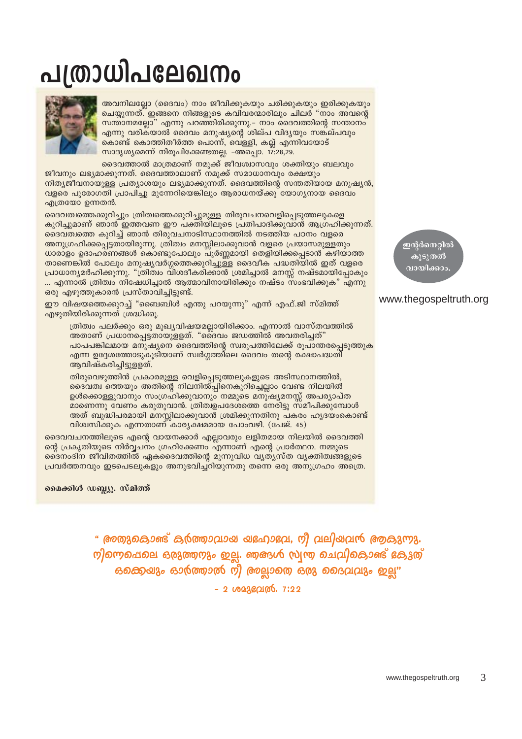# പത്രാധിപലേഖനം

അവനിലല്ലോ (ദൈവം) നാം ജീവിക്കുകയും ചരിക്കുകയും ഇരിക്കുകയും ചെയ്യുന്നത്. ഇങ്ങനെ നിങ്ങളുടെ കവിവരന്മാരിലും ചിലർ "നാം അവന്റെ സന്താനമല്ലോ" എന്നു പറഞ്ഞിരിക്കുന്നു.- നാം ദൈവത്തിന്റെ സന്താനം എന്നു വരികയാൽ ദൈവം മനുഷ്യന്റെ ശില്പ വിദ്യയും സങ്കല്പവും കൊണ്ട് കൊത്തിതീർത്ത പൊന്ന്, വെള്ളി, കല്ല് എന്നിവയോട് സാദൃശ്യമെന്ന് നിരൂപിക്കേണ്ടതല്ല. -അപ്പൊ. 17:28,29.

ദൈവത്താൽ മാത്രമാണ് നമുക്ക് ജീവശ്വാസവും ശക്തിയും ബലവും ജീവനും ലഭ്യമാക്കുന്നത്. ദൈവത്താലാണ് നമുക്ക് സമാധാനവും രക്ഷയും നിത്യജീവനായുള്ള പ്രത്യാശയും ലഭ്യമാക്കുന്നത്. ദൈവത്തിന്റെ സന്തതിയായ മനുഷ്യൻ, വളരെ പുരോഗതി പ്രാപിച്ചു മുന്നേറിയെങ്കിലും ആരാധനയ്ക്കു യോഗ്യനായ ദൈവം എത്രയോ ഉന്നതൻ.

ദൈവത്വത്തെക്കുറിച്ചും ത്രിത്വത്തെക്കുറിച്ചുമുള്ള തിരുവചനവെളിപ്പെടുത്തലുകളെ കുറിച്ചുമാണ് ഞാൻ ഇത്തവണ ഈ പക്തിയിലൂടെ പ്രതിപാദിക്കുവാൻ ആഗ്രഹിക്കുന്നത്. ദൈവത്വത്തെ കുറിച്ച് ഞാൻ തിരുവചനാടിസ്ഥാനത്തിൽ നടത്തിയ പഠനം വളരെ അനുഗ്രഹിക്കപ്പെട്ടതായിരുന്നു. ത്രിത്വം മനസ്സിലാക്കുവാൻ വളരെ പ്രയാസമുള്ളതും ധാരാളം ഉദാഹരണങ്ങൾ കൊണ്ടുപോലും പൂർണ്ണമായി തെളിയിക്കപ്പെടാൻ കഴിയാത്ത താണെങ്കിൽ പോലും മനുഷ്യവർഗ്ഗത്തെക്കുറിച്ചുള്ള ദൈവീക പദ്ധതിയിൽ ഇത് വളരെ പ്രാധാന്യമർഹിക്കുന്നു. "ത്രിത്വം വിശദീകരിക്കാൻ ശ്രമിച്ചാൽ മനസ്സ് നഷ്ടമായിപ്പോകും ... എന്നാൽ ത്രിത്വം നിഷേധിച്ചാൽ ആത്മാവിനായിരിക്കും നഷ്ടം സംഭവിക്കുക" എന്നു ഒരു എഴുത്തുകാരൻ പ്രസ്താവിച്ചിട്ടുണ്ട്.

ഈ വിഷയത്തെക്കുറച്ച് "ബൈബിൾ എന്തു പറയുന്നു" എന്ന് എഫ്.ജി സ്മിത്ത് എഴുതിയിരിക്കുന്നത് ശ്രദ്ധിക്കൂ.

> ത്രിത്വം പലർക്കും ഒരു മുഖ്യവിഷയമല്ലായിരിക്കാം. എന്നാൽ വാസ്തവത്തിൽ അതാണ് പ്രധാനപ്പെട്ടതായുള്ളത്. "ദൈവം ജഡത്തിൽ അവതരിച്ചത്" പാപപങ്കിലമായ മനുഷ്യനെ ദൈവത്തിന്റെ സ്വരൂപത്തിലേക്ക് രൂപാന്തരപ്പെടുത്തുക എന്ന ഉദ്ദേശത്തോടുകൂടിയാണ് സ്വർഗ്ഗത്തിലെ ദൈവം തന്റെ രക്ഷാപദ്ധതി ആവിഷ്കരിച്ചിട്ടുള്ളത്.
>
> തിരുവെഴുത്തിൻ പ്രകാരമുള്ള വെളിപ്പെടുത്തലുകളുടെ അടിസ്ഥാനത്തിൽ, ദൈവത്വ ത്തെയും അതിന്റെ നിലനിൽപ്പിനെകുറിച്ചെല്ലാം വേണ്ട നിലയിൽ ഉൾക്കൊള്ളുവാനും സംഗ്രഹിക്കുവാനും നമ്മുടെ മനുഷ്യമനസ്സ് അപര്യാപ്ത മാണെന്നു വേണം കരുതുവാൻ. ത്രിത്വഉപദേശത്തെ നേരിട്ടു സമീപിക്കുമ്പോൾ അത് ബുദ്ധിപരമായി മനസ്സിലാക്കുവാൻ ശ്രമിക്കുന്നതിനു പകരം ഹൃദയംകൊണ്ട് വിശ്വസിക്കുക എന്നതാണ് കാര്യക്ഷമമായ പോംവഴി. (പേജ്. 45)

ദൈവവചനത്തിലൂടെ എന്റെ വായനക്കാർ എല്ലാവരും ലളിതമായ നിലയിൽ ദൈവത്തി ന്റെ പ്രകൃതിയുടെ നിർവ്വചനം ഗ്രഹിക്കേണം എന്നാണ് എന്റെ പ്രാർത്ഥന. നമ്മുടെ ദൈനംദിന ജീവിതത്തിൽ ഏകദൈവത്തിന്റെ മൂന്നുവിധ വ്യത്യസ്ത വ്യക്തിത്വങ്ങളുടെ പ്രവർത്തനവും ഇടപെടലുകളും അനുഭവിച്ചറിയുന്നതു തന്നെ ഒരു അനുഗ്രഹം അത്രെ.

**മൈക്കിൾ ഡബ്ല്യൂ. സ്മിത്ത്**

ഇന്റർനെറ്റിൽ കൂടുതൽ വായിക്കാം.

www.thegospeltruth.org

" അതുകൊണ്ട് കർത്താവായ യഹോവേ, നീ വലിയവൻ ആകുന്നു. നിന്നെപ്പോലെ ഒരുത്തനും ഇല്ല. ഞങ്ങൾ സ്വന്ത ചെവികൊണ്ട് കേട്ടത് ഒക്കെയും ഓർത്താൽ നീ അല്ലാതെ ഒരു ദൈവവും ഇല്ല"

- 2 ശമുവേൽ. 7:22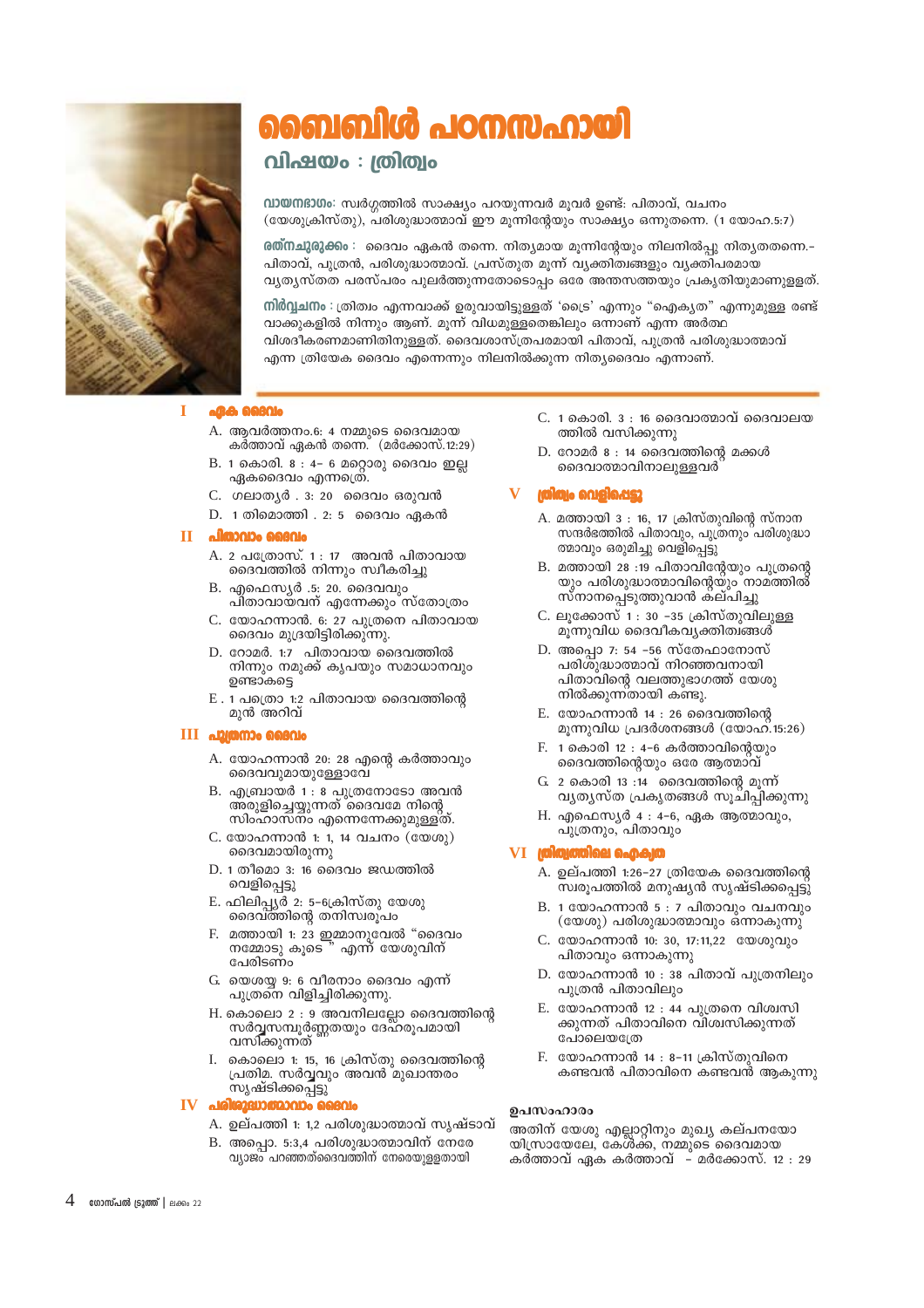# ബൈബിൾ പഠനസഹായി

## വിഷയം : ത്രിത്വം

**വായനഭാഗം:** സ്വർഗ്ഗത്തിൽ സാക്ഷ്യം പറയുന്നവർ മൂവർ ഉണ്ട്: പിതാവ്, വചനം (യേശുക്രിസ്തു), പരിശുദ്ധാത്മാവ് ഈ മൂന്നിന്റേയും സാക്ഷ്യം ഒന്നുതന്നെ. (1 യോഹ.5:7)

**രത്നചുരുക്കം :** ദൈവം ഏകൻ തന്നെ. നിത്യമായ മൂന്നിന്റേയും നിലനിൽപ്പു നിത്യതതന്നെ.- പിതാവ്, പുത്രൻ, പരിശുദ്ധാത്മാവ്. പ്രസ്തുത മൂന്ന് വ്യക്തിത്വങ്ങളും വ്യക്തിപരമായ വ്യത്യസ്തത പരസ്പരം പുലർത്തുന്നതോടൊപ്പം ഒരേ അന്തസത്തയും പ്രകൃതിയുമാണുള്ളത്.

**നിർവ്വചനം :** ത്രിത്വം എന്നവാക്ക് ഉരുവായിട്ടുള്ളത് 'ട്രൈ' എന്നും "ഐക്യത" എന്നുമുള്ള രണ്ട് വാക്കുകളിൽ നിന്നും ആണ്. മൂന്ന് വിധമുള്ളതെങ്കിലും ഒന്നാണ് എന്ന അർത്ഥ വിശദീകരണമാണിതിനുള്ളത്. ദൈവശാസ്ത്രപരമായി പിതാവ്, പുത്രൻ പരിശുദ്ധാത്മാവ് എന്ന ത്രിയേക ദൈവം എന്നെന്നും നിലനിൽക്കുന്ന നിത്യദൈവം എന്നാണ്.

### I ഏക ദൈവം

A. ആവർത്തനം.6: 4 നമ്മുടെ ദൈവമായ കർത്താവ് ഏകൻ തന്നെ. (മർക്കോസ്.12:29)

B. 1 കൊരി. 8 : 4- 6 മറ്റൊരു ദൈവം ഇല്ല ഏകദൈവം എന്നത്രെ.

C. ഗലാത്യർ . 3: 20 ദൈവം ഒരുവൻ

D. 1 തിമൊത്തി . 2: 5 ദൈവം ഏകൻ

### II പിതാവാം ദൈവം

A. 2 പത്രോസ്. 1 : 17 അവൻ പിതാവായ ദൈവത്തിൽ നിന്നും സ്വീകരിച്ചു

B. എഫെസ്യർ .5: 20. ദൈവവും പിതാവായവന് എന്നേക്കും സ്തോത്രം

C. യോഹന്നാൻ. 6: 27 പുത്രനെ പിതാവായ ദൈവം മുദ്രയിട്ടിരിക്കുന്നു.

D. റോമർ. 1:7 പിതാവായ ദൈവത്തിൽ നിന്നും നമുക്ക് കൃപയും സമാധാനവും ഉണ്ടാകട്ടെ

E . 1 പത്രൊ 1:2 പിതാവായ ദൈവത്തിന്റെ മുൻ അറിവ്

### III പുത്രനാം ദൈവം

A. യോഹന്നാൻ 20: 28 എന്റെ കർത്താവും ദൈവവുമായുള്ളോവേ

B. എബ്രായർ 1 : 8 പുത്രനോടോ അവൻ അരുളിച്ചെയ്യുന്നത് ദൈവമേ നിന്റെ സിംഹാസനം എന്നെന്നേക്കുമുള്ളത്.

C. യോഹന്നാൻ 1: 1, 14 വചനം (യേശു) ദൈവമായിരുന്നു

D. 1 തിമൊ 3: 16 ദൈവം ജഡത്തിൽ വെളിപ്പെട്ടു

E. ഫിലിപ്പ്യർ 2: 5-6ക്രിസ്തു യേശു ദൈവത്തിന്റെ തനിസ്വരൂപം

F. മത്തായി 1: 23 ഇമ്മാനുവേൽ "ദൈവം നമ്മോടു കൂടെ " എന്ന് യേശുവിന് പേരിടണം

G. യെശയ്യ 9: 6 വീരനാം ദൈവം എന്ന് പുത്രനെ വിളിച്ചിരിക്കുന്നു.

H. കൊലൊ 2 : 9 അവനിലല്ലോ ദൈവത്തിന്റെ സർവ്വസമ്പൂർണ്ണതയും ദേഹരൂപമായി വസിക്കുന്നത്

I. കൊലൊ 1: 15, 16 ക്രിസ്തു ദൈവത്തിന്റെ പ്രതിമ. സർവ്വവും അവൻ മുഖാന്തരം സൃഷ്ടിക്കപ്പെട്ടു

### IV പരിശുദ്ധാത്മാവാം ദൈവം

A. ഉല്പത്തി 1: 1,2 പരിശുദ്ധാത്മാവ് സൃഷ്ടാവ്

B. അപ്പൊ. 5:3,4 പരിശുദ്ധാത്മാവിന് നേരേ വ്യാജം പറഞ്ഞത്ദൈവത്തിന് നേരെയുള്ളതായി

C. 1 കൊരി. 3 : 16 ദൈവാത്മാവ് ദൈവാലയ ത്തിൽ വസിക്കുന്നു

D. റോമർ 8 : 14 ദൈവത്തിന്റെ മക്കൾ ദൈവാത്മാവിനാലുള്ളവർ

### V ത്രിത്വം വെളിപ്പെട്ടു

A. മത്തായി 3 : 16, 17 ക്രിസ്തുവിന്റെ സ്നാന സന്ദർഭത്തിൽ പിതാവും, പുത്രനും പരിശുദ്ധാ ത്മാവും ഒരുമിച്ചു വെളിപ്പെട്ടു

B. മത്തായി 28 :19 പിതാവിന്റേയും പുത്രന്റെ യും പരിശുദ്ധാത്മാവിന്റെയും നാമത്തിൽ സ്നാനപ്പെടുത്തുവാൻ കല്പിച്ചു

C. ലൂക്കോസ് 1 : 30 -35 ക്രിസ്തുവിലുള്ള മൂന്നുവിധ ദൈവീകവ്യക്തിത്വങ്ങൾ

D. അപ്പൊ 7: 54 -56 സ്തേഫാനോസ് പരിശുദ്ധാത്മാവ് നിറഞ്ഞവനായി പിതാവിന്റെ വലത്തുഭാഗത്ത് യേശു നിൽക്കുന്നതായി കണ്ടു.

E. യോഹന്നാൻ 14 : 26 ദൈവത്തിന്റെ മൂന്നുവിധ പ്രദർശനങ്ങൾ (യോഹ.15:26)

F. 1 കൊരി 12 : 4-6 കർത്താവിന്റെയും ദൈവത്തിന്റെയും ഒരേ ആത്മാവ്

G. 2 കൊരി 13 :14 ദൈവത്തിന്റെ മൂന്ന് വ്യത്യസ്ത പ്രകൃതങ്ങൾ സൂചിപ്പിക്കുന്നു

H. എഫെസ്യർ 4 : 4-6, ഏക ആത്മാവും, പുത്രനും, പിതാവും

### VI ത്രിത്വത്തിലെ ഐക്യത

A. ഉല്പത്തി 1:26-27 ത്രിയേക ദൈവത്തിന്റെ സ്വരൂപത്തിൽ മനുഷ്യൻ സൃഷ്ടിക്കപ്പെട്ടു

B. 1 യോഹന്നാൻ 5 : 7 പിതാവും വചനവും (യേശു) പരിശുദ്ധാത്മാവും ഒന്നാകുന്നു

C. യോഹന്നാൻ 10: 30, 17:11,22 യേശുവും പിതാവും ഒന്നാകുന്നു

D. യോഹന്നാൻ 10 : 38 പിതാവ് പുത്രനിലും പുത്രൻ പിതാവിലും

E. യോഹന്നാൻ 12 : 44 പുത്രനെ വിശ്വസി ക്കുന്നത് പിതാവിനെ വിശ്വസിക്കുന്നത് പോലെയത്രേ

F. യോഹന്നാൻ 14 : 8-11 ക്രിസ്തുവിനെ കണ്ടവൻ പിതാവിനെ കണ്ടവൻ ആകുന്നു

### ഉപസംഹാരം

അതിന് യേശു എല്ലാറ്റിനും മുഖ്യ കല്പനയോ യിസ്രായേലേ, കേൾക്ക, നമ്മുടെ ദൈവമായ കർത്താവ് ഏക കർത്താവ് - മർക്കോസ്. 12 : 29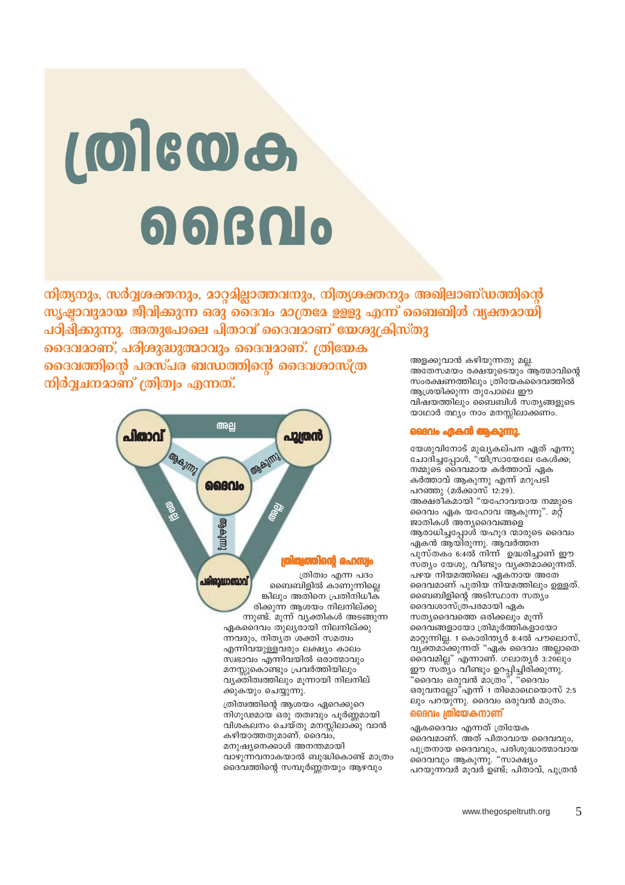# ത്രിയേക ദൈവം

**നിത്യനും, സർവ്വശക്തനും, മാറ്റമില്ലാത്തവനും, നിത്യശക്തനും അഖിലാണ്ഡത്തിന്റെ സൃഷ്ടാവുമായ ജീവിക്കുന്ന ഒരു ദൈവം മാത്രമേ ഉള്ളു എന്ന് ബൈബിൾ വ്യക്തമായി പഠിപ്പിക്കുന്നു. അതുപോലെ പിതാവ് ദൈവമാണ് യേശുക്രിസ്തു ദൈവമാണ്, പരിശുദ്ധാത്മാവും ദൈവമാണ്. ത്രിയേക ദൈവത്തിന്റെ പരസ്പര ബന്ധത്തിന്റെ ദൈവശാസ്ത്ര നിർവ്വചനമാണ് ത്രിത്വം എന്നത്.**

പിതാവ് — അല്ല — പുത്രൻ
പിതാവ് — ആകുന്നു — ദൈവം
പുത്രൻ — ആകുന്നു — ദൈവം
പരിശുദ്ധാത്മാവ് — ആകുന്നു — ദൈവം
പിതാവ് — അല്ല — പരിശുദ്ധാത്മാവ്
പുത്രൻ — അല്ല — പരിശുദ്ധാത്മാവ്

## ത്രിത്വത്തിന്റെ രഹസ്യം

ത്രിത്വം എന്ന പദം ബൈബിളിൽ കാണുന്നില്ലെങ്കിലും അതിനെ പ്രതിനിധീകരിക്കുന്ന ആശയം നിലനില്ക്കുന്നുണ്ട്. മൂന്ന് വ്യക്തികൾ അടങ്ങുന്ന ഏകദൈവം തുല്യരായി നിലനില്ക്കുന്നവരും, നിത്യത ശക്തി സമത്വം എന്നിവയുള്ളവരും ലക്ഷ്യം കാലം സ്വഭാവം എന്നിവയിൽ ഒരാത്മാവും മനസ്സുകൊണ്ടും പ്രവർത്തിയിലും വ്യക്തിത്വത്തിലും മൂന്നായി നിലനില്ക്കുകയും ചെയ്യുന്നു.

ത്രിത്വത്തിന്റെ ആശയം ഏറെക്കുറെ നിഗൂഢമായ ഒരു തത്വവും പൂർണ്ണമായി വിശകലനം ചെയ്തു മനസ്സിലാക്കു വാൻ കഴിയാത്തതുമാണ്. ദൈവം, മനുഷ്യനെക്കാൾ അനന്തമായി വാഴുന്നവനാകയാൽ ബുദ്ധികൊണ്ട് മാത്രം ദൈവത്തിന്റെ സമ്പൂർണ്ണതയും ആഴവും അളക്കുവാൻ കഴിയുന്നതു മല്ല. അതേസമയം രക്ഷയുടെയും ആത്മാവിന്റെ സംരക്ഷണത്തിലും ത്രിയേകദൈവത്തിൽ ആശ്രയിക്കുന്ന തുപോലെ ഈ വിഷയത്തിലും ബൈബിൾ സത്യങ്ങളുടെ യാഥാർ ത്ഥ്യം നാം മനസ്സിലാക്കണം.

## ദൈവം ഏകൻ ആകുന്നു.

യേശുവിനോട് മുഖ്യകല്പന ഏത് എന്നു ചോദിച്ചപ്പോൾ, "യിസ്രായേലേ കേൾക്ക; നമ്മുടെ ദൈവമായ കർത്താവ് ഏക കർത്താവ് ആകുന്നു എന്ന് മറുപടി പറഞ്ഞു (മർക്കോസ് 12:29). അക്ഷരീകമായി "യഹോവയായ നമ്മുടെ ദൈവം ഏക യഹോവ ആകുന്നു". മറ്റ് ജാതികൾ അന്യദൈവങ്ങളെ ആരാധിച്ചപ്പോൾ യഹൂദ ന്മാരുടെ ദൈവം ഏകൻ ആയിരുന്നു. ആവർത്തന പുസ്തകം 6:4ൽ നിന്ന് ഉദ്ധരിച്ചാണ് ഈ സത്യം യേശു, വീണ്ടും വ്യക്തമാക്കുന്നത്. പഴയ നിയമത്തിലെ ഏകനായ അതേ ദൈവമാണ് പുതിയ നിയമത്തിലും ഉള്ളത്. ബൈബിളിന്റെ അടിസ്ഥാന സത്യം ദൈവശാസ്ത്രപരമായി ഏക സത്യദൈവത്തെ ഒരിക്കലും മൂന്ന് ദൈവങ്ങളായോ ത്രിമൂർത്തികളായോ മാറ്റുന്നില്ല. 1 കൊരിന്ത്യർ 8:4ൽ പൗലൊസ്, വ്യക്തമാക്കുന്നത് "ഏക ദൈവം അല്ലാതെ ദൈവമില്ല" എന്നാണ്. ഗലാത്യർ 3:20ലും ഈ സത്യം വീണ്ടും ഉറപ്പിച്ചിരിക്കുന്നു. "ദൈവം ഒരുവൻ മാത്രം", "ദൈവം ഒരുവനല്ലോ" എന്ന് 1 തിമൊഥെയൊസ് 2:5 ലും പറയുന്നു. ദൈവം ഒരുവൻ മാത്രം.

## ദൈവം ത്രിയേകനാണ്

ഏകദൈവം എന്നത് ത്രിയേക ദൈവമാണ്. അത് പിതാവായ ദൈവവും, പുത്രനായ ദൈവവും, പരിശുദ്ധാത്മാവായ ദൈവവും ആകുന്നു. "സാക്ഷ്യം പറയുന്നവർ മൂവർ ഉണ്ട്; പിതാവ്, പുത്രൻ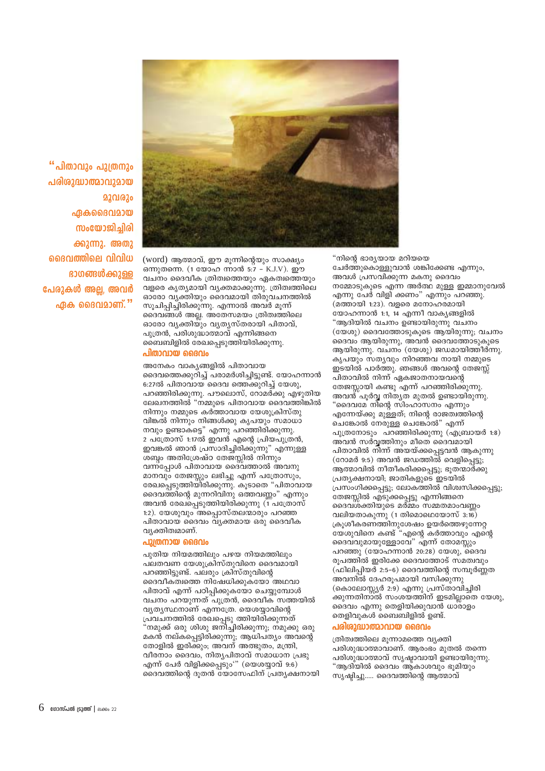> "പിതാവും പുത്രനും പരിശുദ്ധാത്മാവുമായ മൂവരും ഏകദൈവമായി സംയോജിച്ചിരിക്കുന്നു. അതു ദൈവത്തിലെ വിവിധ ഭാഗങ്ങൾക്കുള്ള പേരുകൾ അല്ല, അവർ ഏക ദൈവമാണ്."

(word) ആത്മാവ്, ഈ മൂന്നിന്റെയും സാക്ഷ്യം ഒന്നുതന്നെ. (1 യോഹ ന്നാൻ 5:7 – K.J.V). ഈ വചനം ദൈവീക ത്രിത്വത്തെയും ഏകത്വത്തെയും വളരെ കൃത്യമായി വ്യക്തമാക്കുന്നു. ത്രിത്വത്തിലെ ഓരോ വ്യക്തിയും ദൈവമായി തിരുവചനത്തിൽ സൂചിപ്പിച്ചിരിക്കുന്നു. എന്നാൽ അവർ മൂന്ന് ദൈവങ്ങൾ അല്ല. അതേസമയം ത്രിത്വത്തിലെ ഓരോ വ്യക്തിയും വ്യത്യസ്തരായി പിതാവ്, പുത്രൻ, പരിശുദ്ധാത്മാവ് എന്നിങ്ങനെ ബൈബിളിൽ രേഖപ്പെടുത്തിയിരിക്കുന്നു.

## പിതാവായ ദൈവം

അനേകം വാക്യങ്ങളിൽ പിതാവായ ദൈവത്തെക്കുറിച്ച് പരാമർശിച്ചിട്ടുണ്ട്. യോഹന്നാൻ 6:27ൽ പിതാവായ ദൈവ ത്തെക്കുറിച്ച് യേശു, പറഞ്ഞിരിക്കുന്നു. പൗലൊസ്, റോമർക്കു എഴുതിയ ലേഖനത്തിൽ "നമ്മുടെ പിതാവായ ദൈവത്തിങ്കൽ നിന്നും നമ്മുടെ കർത്താവായ യേശുക്രിസ്തു വിങ്കൽ നിന്നും നിങ്ങൾക്കു കൃപയും സമാധാ നവും ഉണ്ടാകട്ടെ" എന്നു പറഞ്ഞിരിക്കുന്നു. 2 പത്രൊസ് 1:17ൽ ഇവൻ എന്റെ പ്രിയപുത്രൻ, ഇവങ്കൽ ഞാൻ പ്രസാദിച്ചിരിക്കുന്നു" എന്നുള്ള ശബ്ദം അതിശ്രേഷ്ഠ തേജസ്സിൽ നിന്നും വന്നപ്പോൾ പിതാവായ ദൈവത്താൽ അവനു മാനവും തേജസ്സും ലഭിച്ചു എന്ന് പത്രൊസും, രേഖപ്പെടുത്തിയിരിക്കുന്നു. കൂടാതെ "പിതാവായ ദൈവത്തിന്റെ മുന്നറിവിനു ഒത്തവണ്ണം" എന്നും അവൻ രേഖപ്പെടുത്തിയിരിക്കുന്നു (1 പത്രൊസ് 1:2). യേശുവും അപ്പൊസ്തലന്മാരും പറഞ്ഞ പിതാവായ ദൈവ വ്യക്തമായ ഒരു ദൈവീക വ്യക്തിത്വമാണ്.

## പുത്രനായ ദൈവം

പുതിയ നിയമത്തിലും പഴയ നിയമത്തിലും പലതവണ യേശുക്രിസ്തുവിനെ ദൈവമായി പറഞ്ഞിട്ടുണ്ട്. പലരും ക്രിസ്തുവിന്റെ ദൈവീകത്വത്തെ നിഷേധിക്കുകയോ അഥവാ പിതാവ് എന്ന് പഠിപ്പിക്കുകയോ ചെയ്യുമ്പോൾ വചനം പറയുന്നത് പുത്രൻ, ദൈവീക സത്തയിൽ വ്യത്യസ്ഥനാണ് എന്നത്രേ. യെശയ്യാവിന്റെ പ്രവചനത്തിൽ രേഖപ്പെടു ത്തിയിരിക്കുന്നത് "നമുക്ക് ഒരു ശിശു ജനിച്ചിരിക്കുന്നു; നമുക്കു ഒരു മകൻ നല്കപ്പെട്ടിരിക്കുന്നു; ആധിപത്യം അവന്റെ തോളിൽ ഇരിക്കും; അവന് അത്ഭുതം, മന്ത്രി, വീരനാം ദൈവം, നിത്യപിതാവ് സമാധാന പ്രഭു എന്ന് പേർ വിളിക്കപ്പെടും'" (യെശയ്യാവ് 9:6) ദൈവത്തിന്റെ ദൂതൻ യോസേഫിന് പ്രത്യക്ഷനായി "നിന്റെ ഭാര്യയായ മറിയയെ ചേർത്തുകൊള്ളുവാൻ ശങ്കിക്കേണ്ട എന്നും, അവൾ പ്രസവിക്കുന്ന മകനു ദൈവം നമ്മോടുകൂടെ എന്ന അർത്ഥ മുള്ള ഇമ്മാനുവേൽ എന്നു പേർ വിളി ക്കണം" എന്നും പറഞ്ഞു. (മത്തായി 1:23). വളരെ മനോഹരമായി യോഹന്നാൻ 1:1, 14 എന്നീ വാക്യങ്ങളിൽ "ആദിയിൽ വചനം ഉണ്ടായിരുന്നു വചനം (യേശു) ദൈവത്തോടുകൂടെ ആയിരുന്നു; വചനം ദൈവം ആയിരുന്നു, അവൻ ദൈവത്തോടുകൂടെ ആയിരുന്നു. വചനം (യേശു) ജഡമായിത്തീർന്നു. കൃപയും സത്യവും നിറഞ്ഞവ നായി നമ്മുടെ ഇടയിൽ പാർത്തു. ഞങ്ങൾ അവന്റെ തേജസ്സ് പിതാവിൽ നിന്ന് ഏകജാതനായവന്റെ തേജസ്സായി കണ്ടു എന്ന് പറഞ്ഞിരിക്കുന്നു. അവൻ പൂർവ്വ നിത്യത മുതൽ ഉണ്ടായിരുന്നു. "ദൈവമേ നിന്റെ സിംഹാസനം എന്നും എന്നേയ്ക്കു മുള്ളത്; നിന്റെ രാജത്വത്തിന്റെ ചെങ്കോൽ നേരുള്ള ചെങ്കോൽ" എന്ന് പുത്രനോടും പറഞ്ഞിരിക്കുന്നു (എബ്രായർ 1:8) അവൻ സർവ്വത്തിനും മീതെ ദൈവമായി പിതാവിൽ നിന്ന് അയയ്ക്കപ്പെട്ടവൻ ആകുന്നു (റോമർ 9:5) അവൻ ജഡത്തിൽ വെളിപ്പെട്ടു; ആത്മാവിൽ നീതീകരിക്കപ്പെട്ടു; ദൂതന്മാർക്കു പ്രത്യക്ഷനായി; ജാതികളുടെ ഇടയിൽ പ്രസംഗിക്കപ്പെട്ടു; ലോകത്തിൽ വിശ്വസിക്കപ്പെട്ടു; തേജസ്സിൽ എടുക്കപ്പെട്ടു എന്നിങ്ങനെ ദൈവഭക്തിയുടെ മർമ്മം സമ്മതമാംവണ്ണം വലിയതാകുന്നു (1 തിമൊഥെയോസ് 3:16) ക്രൂശീകരണത്തിനുശേഷം ഉയർത്തെഴുന്നേറ്റ യേശുവിനെ കണ്ട് "എന്റെ കർത്താവും എന്റെ ദൈവവുമായുള്ളോവേ" എന്ന് തോമസ്സും പറഞ്ഞു (യോഹന്നാൻ 20:28) യേശു, ദൈവ രൂപത്തിൽ ഇരിക്കേ ദൈവത്തോട് സമത്വവും (ഫിലിപ്പിയർ 2:5–6) ദൈവത്തിന്റെ സമ്പൂർണ്ണത അവനിൽ ദേഹരൂപമായി വസിക്കുന്നു (കൊലോസ്സ്യർ 2:9) എന്നു പ്രസ്താവിച്ചിരി ക്കുന്നതിനാൽ സംശയത്തിന് ഇടമില്ലാതെ യേശു, ദൈവം എന്നു തെളിയിക്കുവാൻ ധാരാളം തെളിവുകൾ ബൈബിളിൽ ഉണ്ട്.

## പരിശുദ്ധാത്മാവായ ദൈവം

ത്രിത്വത്തിലെ മൂന്നാമത്തെ വ്യക്തി പരിശുദ്ധാത്മാവാണ്. ആരംഭം മുതൽ തന്നെ പരിശുദ്ധാത്മാവ് സൃഷ്ടാവായി ഉണ്ടായിരുന്നു. "ആദിയിൽ ദൈവം ആകാശവും ഭൂമിയും സൃഷ്ടിച്ചു..... ദൈവത്തിന്റെ ആത്മാവ്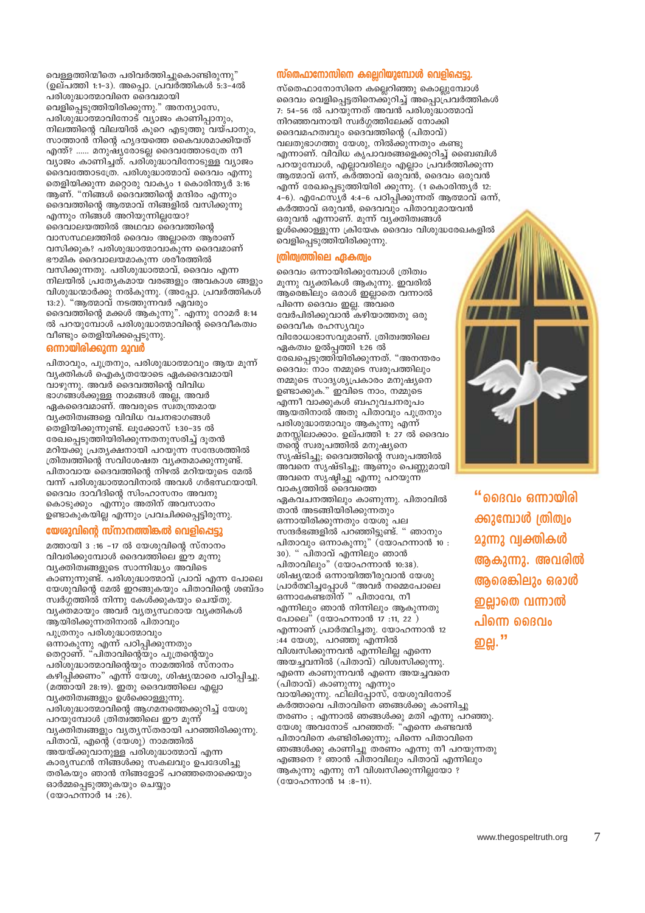വെള്ളത്തിന്മീതെ പരിവർത്തിച്ചുകൊണ്ടിരുന്നു" (ഉല്പത്തി 1:1–3). അപ്പൊ. പ്രവർത്തികൾ 5:3–4ൽ പരിശുദ്ധാത്മാവിനെ ദൈവമായി വെളിപ്പെടുത്തിയിരിക്കുന്നു." അനന്യാസേ, പരിശുദ്ധാത്മാവിനോട് വ്യാജം കാണിപ്പാനും, നിലത്തിന്റെ വിലയിൽ കുറെ എടുത്തു വയ്പാനും, സാത്താൻ നിന്റെ ഹൃദയത്തെ കൈവശമാക്കിയത് എന്ത്? ...... മനുഷ്യരോടല്ല ദൈവത്തോടത്രേ നീ വ്യാജം കാണിച്ചത്. പരിശുദ്ധാവിനോടുള്ള വ്യാജം ദൈവത്തോടത്രേ. പരിശുദ്ധാത്മാവ് ദൈവം എന്നു തെളിയിക്കുന്ന മറ്റൊരു വാക്യം 1 കൊരിന്ത്യർ 3:16 ആണ്. "നിങ്ങൾ ദൈവത്തിന്റെ മന്ദിരം എന്നും ദൈവത്തിന്റെ ആത്മാവ് നിങ്ങളിൽ വസിക്കുന്നു എന്നും നിങ്ങൾ അറിയുന്നില്ലയോ? ദൈവാലയത്തിൽ അഥവാ ദൈവത്തിന്റെ വാസസ്ഥലത്തിൽ ദൈവം അല്ലാതെ ആരാണ് വസിക്കുക? പരിശുദ്ധാത്മാവാകുന്ന ദൈവമാണ് ഭൗമിക ദൈവാലയമാകുന്ന ശരീരത്തിൽ വസിക്കുന്നതു. പരിശുദ്ധാത്മാവ്, ദൈവം എന്ന നിലയിൽ പ്രത്യേകമായ വരങ്ങളും അവകാശ ങ്ങളും വിശുദ്ധന്മാർക്കു നൽകുന്നു. (അപ്പോ. പ്രവർത്തികൾ 13:2). "ആത്മാവ് നടത്തുന്നവർ ഏവരും ദൈവത്തിന്റെ മക്കൾ ആകുന്നു". എന്നു റോമർ 8:14 ൽ പറയുമ്പോൾ പരിശുദ്ധാത്മാവിന്റെ ദൈവീകത്വം വീണ്ടും തെളിയിക്കപ്പെടുന്നു.

## ഒന്നായിരിക്കുന്ന മൂവർ

പിതാവും, പുത്രനും, പരിശുദ്ധാത്മാവും ആയ മൂന്ന് വ്യക്തികൾ ഐക്യതയോടെ ഏകദൈവമായി വാഴുന്നു. അവർ ദൈവത്തിന്റെ വിവിധ ഭാഗങ്ങൾക്കുള്ള നാമങ്ങൾ അല്ല, അവർ ഏകദൈവമാണ്. അവരുടെ സ്വതന്ത്രമായ വ്യക്തിത്വങ്ങളെ വിവിധ വചനഭാഗങ്ങൾ തെളിയിക്കുന്നുണ്ട്. ലൂക്കോസ് 1:30–35 ൽ രേഖപ്പെടുത്തിയിരിക്കുന്നതനുസരിച്ച് ദൂതൻ മറിയക്കു പ്രത്യക്ഷനായി പറയുന്ന സന്ദേശത്തിൽ ത്രിത്വത്തിന്റെ സവിശേഷത വ്യക്തമാക്കുന്നുണ്ട്. പിതാവായ ദൈവത്തിന്റെ നിഴൽ മറിയയുടെ മേൽ വന്ന് പരിശുദ്ധാത്മാവിനാൽ അവൾ ഗർഭസ്ഥയായി. ദൈവം ദാവീദിന്റെ സിംഹാസനം അവനു കൊടുക്കും എന്നും അതിന് അവസാനം ഉണ്ടാകുകയില്ല എന്നും പ്രവചിക്കപ്പെട്ടിരുന്നു.

## യേശുവിന്റെ സ്നാനത്തിങ്കൽ വെളിപ്പെട്ടു

മത്തായി 3 :16 –17 ൽ യേശുവിന്റെ സ്നാനം വിവരിക്കുമ്പോൾ ദൈവത്തിലെ ഈ മൂന്നു വ്യക്തിത്വങ്ങളുടെ സാന്നിദ്ധ്യം അവിടെ കാണുന്നുണ്ട്. പരിശുദ്ധാത്മാവ് പ്രാവ് എന്ന പോലെ യേശുവിന്റെ മേൽ ഇറങ്ങുകയും പിതാവിന്റെ ശബ്ദം സ്വർഗ്ഗത്തിൽ നിന്നു കേൾക്കുകയും ചെയ്തു. വ്യക്തമായും അവർ വ്യത്യസ്തരായ വ്യക്തികൾ ആയിരിക്കുന്നതിനാൽ പിതാവും പുത്രനും പരിശുദ്ധാത്മാവും ഒന്നാകുന്നു എന്ന് പഠിപ്പിക്കുന്നതും തെറ്റാണ്. "പിതാവിന്റെയും പുത്രന്റെയും പരിശുദ്ധാത്മാവിന്റെയും നാമത്തിൽ സ്നാനം കഴിപ്പിക്കണം" എന്ന് യേശു, ശിഷ്യന്മാരെ പഠിപ്പിച്ചു. (മത്തായി 28:19). ഇതു ദൈവത്തിലെ എല്ലാ വ്യക്തിത്വങ്ങളും ഉൾക്കൊള്ളുന്നു. പരിശുദ്ധാത്മാവിന്റെ ആഗമനത്തെക്കുറിച്ച് യേശു പറയുമ്പോൾ ത്രിത്വത്തിലെ ഈ മൂന്ന് വ്യക്തിത്വങ്ങളും വ്യത്യസ്തരായി പറഞ്ഞിരിക്കുന്നു. പിതാവ്, എന്റെ (യേശു) നാമത്തിൽ അയയ്ക്കുവാനുള്ള പരിശുദ്ധാത്മാവ് എന്ന കാര്യസ്ഥൻ നിങ്ങൾക്കു സകലവും ഉപദേശിച്ചു തരികയും ഞാൻ നിങ്ങളോട് പറഞ്ഞതൊക്കെയും ഓർമ്മപ്പെടുത്തുകയും ചെയ്യും (യോഹന്നാൻ 14 :26).

## സ്തെഫാനോസിനെ കല്ലെറിയുമ്പോൾ വെളിപ്പെട്ടു.

സ്തെഫാനോസിനെ കല്ലെറിഞ്ഞു കൊല്ലുമ്പോൾ ദൈവം വെളിപ്പെട്ടതിനെക്കുറിച്ച് അപ്പൊപ്രവർത്തികൾ 7: 54–56 ൽ പറയുന്നത് അവൻ പരിശുദ്ധാത്മാവ് നിറഞ്ഞവനായി സ്വർഗ്ഗത്തിലേക്ക് നോക്കി ദൈവമഹത്വവും ദൈവത്തിന്റെ (പിതാവ്) വലതുഭാഗത്തു യേശു, നിൽക്കുന്നതും കണ്ടു എന്നാണ്. വിവിധ കൃപാവരങ്ങളെക്കുറിച്ച് ബൈബിൾ പറയുമ്പോൾ, എല്ലാവരിലും എല്ലാം പ്രവർത്തിക്കുന്ന ആത്മാവ് ഒന്ന്, കർത്താവ് ഒരുവൻ, ദൈവം ഒരുവൻ എന്ന് രേഖപ്പെടുത്തിയിരി ക്കുന്നു. (1 കൊരിന്ത്യർ 12: 4–6). എഫേസ്യർ 4:4–6 പഠിപ്പിക്കുന്നത് ആത്മാവ് ഒന്ന്, കർത്താവ് ഒരുവൻ, ദൈവവും പിതാവുമായവൻ ഒരുവൻ എന്നാണ്. മൂന്ന് വ്യക്തിത്വങ്ങൾ ഉൾക്കൊള്ളുന്ന ക്രിയേക ദൈവം വിശുദ്ധരേഖകളിൽ വെളിപ്പെടുത്തിയിരിക്കുന്നു.

## ത്രിത്വത്തിലെ ഏകത്വം

ദൈവം ഒന്നായിരിക്കുമ്പോൾ ത്രിത്വം മൂന്നു വ്യക്തികൾ ആകുന്നു. ഇവരിൽ ആരെങ്കിലും ഒരാൾ ഇല്ലാതെ വന്നാൽ പിന്നെ ദൈവം ഇല്ല. അവരെ വേർപിരിക്കുവാൻ കഴിയാത്തതു ഒരു ദൈവീക രഹസ്യവും വിരോധാഭാസവുമാണ്. ത്രിത്വത്തിലെ ഏകത്വം ഉൽപ്പത്തി 1:26 ൽ രേഖപ്പെടുത്തിയിരിക്കുന്നത്. "അനന്തരം ദൈവം: നാം നമ്മുടെ സ്വരൂപത്തിലും നമ്മുടെ സാദൃശ്യപ്രകാരം മനുഷ്യനെ ഉണ്ടാക്കുക." ഇവിടെ നാം, നമ്മുടെ എന്നീ വാക്കുകൾ ബഹുവചനരൂപം ആയതിനാൽ അതു പിതാവും പുത്രനും പരിശുദ്ധാത്മാവും ആകുന്നു എന്ന് മനസ്സിലാക്കാം. ഉല്പത്തി 1: 27 ൽ ദൈവം തന്റെ സ്വരൂപത്തിൽ മനുഷ്യനെ സൃഷ്ടിച്ചു; ദൈവത്തിന്റെ സ്വരൂപത്തിൽ അവനെ സൃഷ്ടിച്ചു; ആണും പെണ്ണുമായി അവനെ സൃഷ്ടിച്ചു എന്നു പറയുന്ന വാക്യത്തിൽ ദൈവത്തെ ഏകവചനത്തിലും കാണുന്നു. പിതാവിൽ താൻ അടങ്ങിയിരിക്കുന്നതും ഒന്നായിരിക്കുന്നതും യേശു പല സന്ദർഭങ്ങളിൽ പറഞ്ഞിട്ടുണ്ട്. " ഞാനും പിതാവും ഒന്നാകുന്നു" (യോഹന്നാൻ 10 : 30). " പിതാവ് എന്നിലും ഞാൻ പിതാവിലും" (യോഹന്നാൻ 10:38). ശിഷ്യന്മാർ ഒന്നായിത്തീരുവാൻ യേശു പ്രാർത്ഥിച്ചപ്പോൾ "അവർ നമ്മെപോലെ ഒന്നാകേണ്ടതിന് " പിതാവേ, നീ എന്നിലും ഞാൻ നിന്നിലും ആകുന്നതു പോലെ" (യോഹന്നാൻ 17 :11, 22 ) എന്നാണ് പ്രാർത്ഥിച്ചതു. യോഹന്നാൻ 12 :44 യേശു, പറഞ്ഞു എന്നിൽ വിശ്വസിക്കുന്നവൻ എന്നിലില്ല എന്നെ അയച്ചവനിൽ (പിതാവ്) വിശ്വസിക്കുന്നു. എന്നെ കാണുന്നവൻ എന്നെ അയച്ചവനെ (പിതാവ്) കാണുന്നു എന്നും വായിക്കുന്നു. ഫിലിപ്പോസ്, യേശുവിനോട് കർത്താവെ പിതാവിനെ ഞങ്ങൾക്കു കാണിച്ചു തരണം ; എന്നാൽ ഞങ്ങൾക്കു മതി എന്നു പറഞ്ഞു. യേശു അവനോട് പറഞ്ഞത്: "എന്നെ കണ്ടവൻ പിതാവിനെ കണ്ടിരിക്കുന്നു; പിന്നെ പിതാവിനെ ഞങ്ങൾക്കു കാണിച്ചു തരണം എന്നു നീ പറയുന്നതു എങ്ങനെ ? ഞാൻ പിതാവിലും പിതാവ് എന്നിലും ആകുന്നു എന്നു നീ വിശ്വസിക്കുന്നില്ലയോ ? (യോഹന്നാൻ 14 :8–11).

**"ദൈവം ഒന്നായിരിക്കുമ്പോൾ ത്രിത്വം മൂന്നു വ്യക്തികൾ ആകുന്നു. അവരിൽ ആരെങ്കിലും ഒരാൾ ഇല്ലാതെ വന്നാൽ പിന്നെ ദൈവം ഇല്ല."**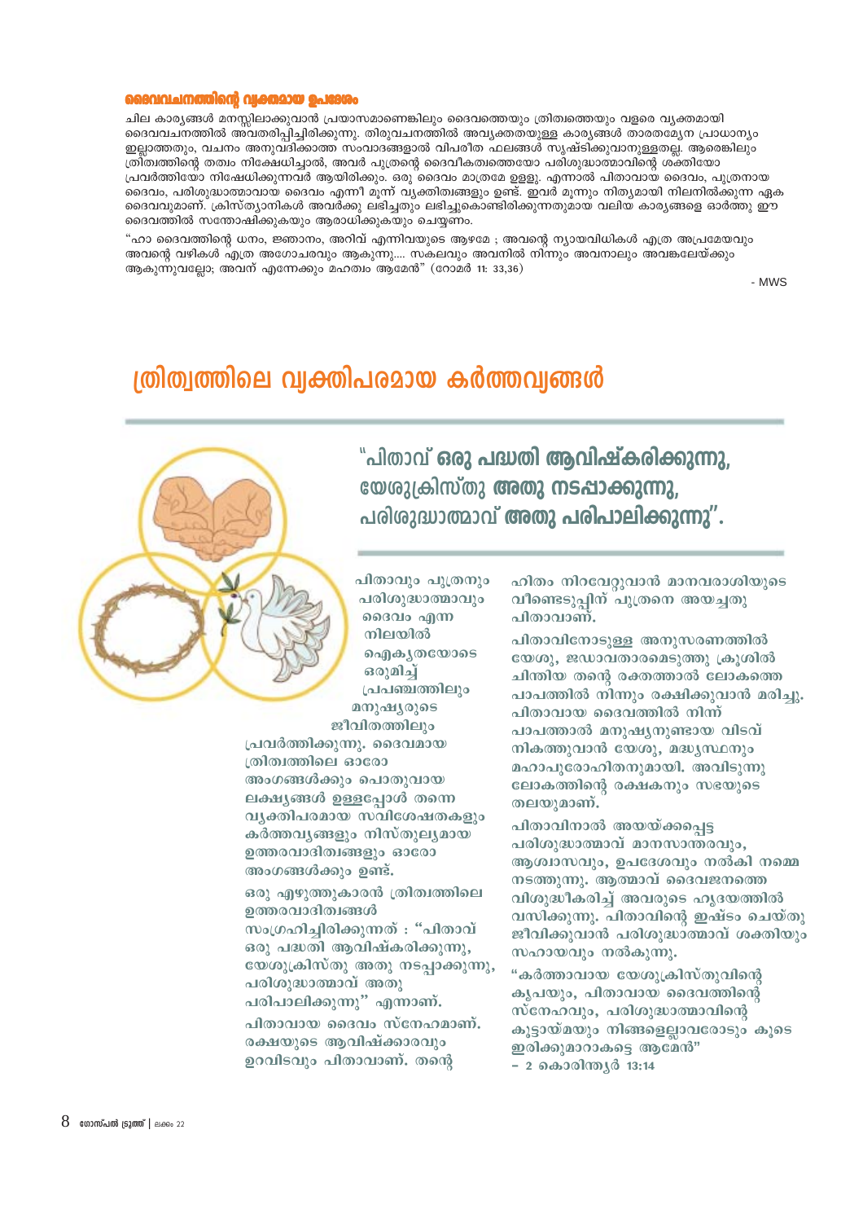### ദൈവവചനത്തിന്റെ വ്യക്തമായ ഉപദേശം

ചില കാര്യങ്ങൾ മനസ്സിലാക്കുവാൻ പ്രയാസമാണെങ്കിലും ദൈവത്തെയും ത്രിത്വത്തെയും വളരെ വ്യക്തമായി ദൈവവചനത്തിൽ അവതരിപ്പിച്ചിരിക്കുന്നു. തിരുവചനത്തിൽ അവ്യക്തതയുള്ള കാര്യങ്ങൾ താരതമ്യേന പ്രാധാന്യം ഇല്ലാത്തതും, വചനം അനുവദിക്കാത്ത സംവാദങ്ങളാൽ വിപരീത ഫലങ്ങൾ സൃഷ്ടിക്കുവാനുള്ളതല്ല. ആരെങ്കിലും ത്രിത്വത്തിന്റെ തത്വം നിക്ഷേധിച്ചാൽ, അവർ പുത്രന്റെ ദൈവീകത്വത്തെയോ പരിശുദ്ധാത്മാവിന്റെ ശക്തിയോ പ്രവർത്തിയോ നിഷേധിക്കുന്നവർ ആയിരിക്കും. ഒരു ദൈവം മാത്രമേ ഉള്ളു. എന്നാൽ പിതാവായ ദൈവം, പുത്രനായ ദൈവം, പരിശുദ്ധാത്മാവായ ദൈവം എന്നീ മൂന്ന് വ്യക്തിത്വങ്ങളും ഉണ്ട്. ഇവർ മൂന്നും നിത്യമായി നിലനിൽക്കുന്ന ഏക ദൈവവുമാണ്. ക്രിസ്ത്യാനികൾ അവർക്കു ലഭിച്ചതും ലഭിച്ചുകൊണ്ടിരിക്കുന്നതുമായ വലിയ കാര്യങ്ങളെ ഓർത്തു ഈ ദൈവത്തിൽ സന്തോഷിക്കുകയും ആരാധിക്കുകയും ചെയ്യണം.

"ഹാ ദൈവത്തിന്റെ ധനം, ജ്ഞാനം, അറിവ് എന്നിവയുടെ ആഴമേ ; അവന്റെ ന്യായവിധികൾ എത്ര അപ്രമേയവും അവന്റെ വഴികൾ എത്ര അഗോചരവും ആകുന്നു.... സകലവും അവനിൽ നിന്നും അവനാലും അവങ്കലേയ്ക്കും ആകുന്നുവല്ലോ; അവന് എന്നേക്കും മഹത്വം ആമേൻ" (റോമർ 11: 33,36)

- MWS

# ത്രിത്വത്തിലെ വ്യക്തിപരമായ കർത്തവ്യങ്ങൾ

## "പിതാവ് ഒരു പദ്ധതി ആവിഷ്കരിക്കുന്നു, യേശുക്രിസ്തു അതു നടപ്പാക്കുന്നു, പരിശുദ്ധാത്മാവ് അതു പരിപാലിക്കുന്നു".

പിതാവും പുത്രനും പരിശുദ്ധാത്മാവും ദൈവം എന്ന നിലയിൽ ഐക്യതയോടെ ഒരുമിച്ച് പ്രപഞ്ചത്തിലും മനുഷ്യരുടെ ജീവിതത്തിലും പ്രവർത്തിക്കുന്നു. ദൈവമായ ത്രിത്വത്തിലെ ഓരോ അംഗങ്ങൾക്കും പൊതുവായ ലക്ഷ്യങ്ങൾ ഉള്ളപ്പോൾ തന്നെ വ്യക്തിപരമായ സവിശേഷതകളും കർത്തവ്യങ്ങളും നിസ്തുല്യമായ ഉത്തരവാദിത്വങ്ങളും ഓരോ അംഗങ്ങൾക്കും ഉണ്ട്.

ഒരു എഴുത്തുകാരൻ ത്രിത്വത്തിലെ ഉത്തരവാദിത്വങ്ങൾ സംഗ്രഹിച്ചിരിക്കുന്നത് : "പിതാവ് ഒരു പദ്ധതി ആവിഷ്കരിക്കുന്നു, യേശുക്രിസ്തു അതു നടപ്പാക്കുന്നു, പരിശുദ്ധാത്മാവ് അതു പരിപാലിക്കുന്നു" എന്നാണ്.

പിതാവായ ദൈവം സ്നേഹമാണ്. രക്ഷയുടെ ആവിഷ്ക്കാരവും ഉറവിടവും പിതാവാണ്. തന്റെ ഹിതം നിറവേറ്റുവാൻ മാനവരാശിയുടെ വീണ്ടെടുപ്പിന് പുത്രനെ അയച്ചതു പിതാവാണ്.

പിതാവിനോടുള്ള അനുസരണത്തിൽ യേശു, ജഡാവതാരമെടുത്തു ക്രൂശിൽ ചിന്തിയ തന്റെ രക്തത്താൽ ലോകത്തെ പാപത്തിൽ നിന്നും രക്ഷിക്കുവാൻ മരിച്ചു. പിതാവായ ദൈവത്തിൽ നിന്ന് പാപത്താൽ മനുഷ്യനുണ്ടായ വിടവ് നികത്തുവാൻ യേശു, മദ്ധ്യസ്ഥനും മഹാപുരോഹിതനുമായി. അവിടുന്നു ലോകത്തിന്റെ രക്ഷകനും സഭയുടെ തലയുമാണ്.

പിതാവിനാൽ അയയ്ക്കപ്പെട്ട പരിശുദ്ധാത്മാവ് മാനസാന്തരവും, ആശ്വാസവും, ഉപദേശവും നൽകി നമ്മെ നടത്തുന്നു. ആത്മാവ് ദൈവജനത്തെ വിശുദ്ധീകരിച്ച് അവരുടെ ഹൃദയത്തിൽ വസിക്കുന്നു. പിതാവിന്റെ ഇഷ്ടം ചെയ്തു ജീവിക്കുവാൻ പരിശുദ്ധാത്മാവ് ശക്തിയും സഹായവും നൽകുന്നു.

"കർത്താവായ യേശുക്രിസ്തുവിന്റെ കൃപയും, പിതാവായ ദൈവത്തിന്റെ സ്നേഹവും, പരിശുദ്ധാത്മാവിന്റെ കൂട്ടായ്മയും നിങ്ങളെല്ലാവരോടും കൂടെ ഇരിക്കുമാറാകട്ടെ ആമേൻ" – 2 കൊരിന്ത്യർ 13:14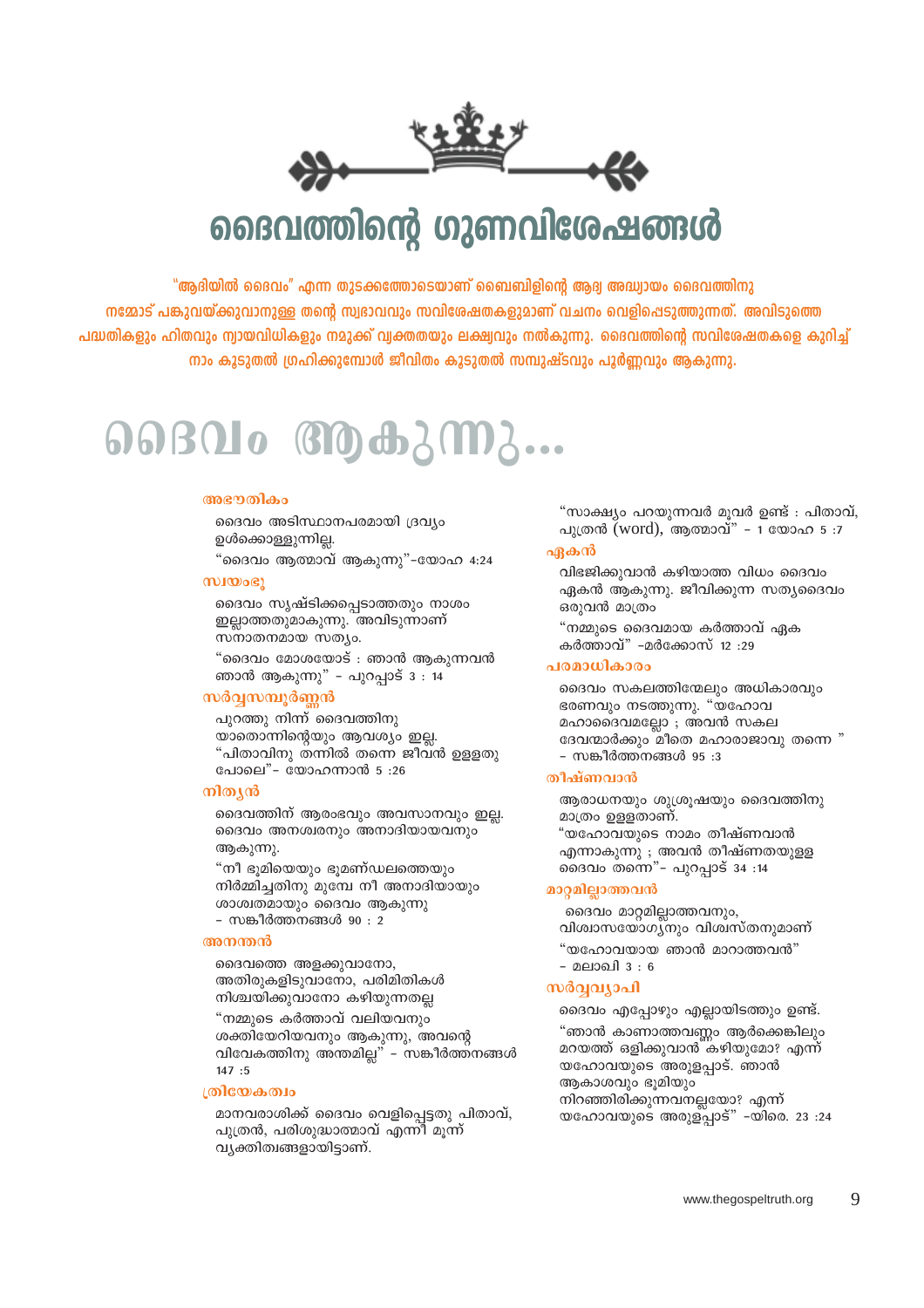# ദൈവത്തിന്റെ ഗുണവിശേഷങ്ങൾ

**"ആദിയിൽ ദൈവം" എന്ന തുടക്കത്തോടെയാണ് ബൈബിളിന്റെ ആദ്യ അദ്ധ്യായം ദൈവത്തിനു നമ്മോട് പങ്കുവയ്ക്കുവാനുള്ള തന്റെ സ്വഭാവവും സവിശേഷതകളുമാണ് വചനം വെളിപ്പെടുത്തുന്നത്. അവിടുത്തെ പദ്ധതികളും ഹിതവും ന്യായവിധികളും നമുക്ക് വ്യക്തതയും ലക്ഷ്യവും നൽകുന്നു. ദൈവത്തിന്റെ സവിശേഷതകളെ കുറിച്ച് നാം കൂടുതൽ ഗ്രഹിക്കുമ്പോൾ ജീവിതം കൂടുതൽ സമ്പുഷ്ടവും പൂർണ്ണവും ആകുന്നു.**

# ദൈവം ആകുന്നു...

### അഭൗതികം

ദൈവം അടിസ്ഥാനപരമായി ദ്രവ്യം ഉൾക്കൊള്ളുന്നില്ല.

"ദൈവം ആത്മാവ് ആകുന്നു"-യോഹ 4:24

### സ്വയംഭൂ

ദൈവം സൃഷ്ടിക്കപ്പെടാത്തതും നാശം ഇല്ലാത്തതുമാകുന്നു. അവിടുന്നാണ് സനാതനമായ സത്യം.

"ദൈവം മോശയോട് : ഞാൻ ആകുന്നവൻ ഞാൻ ആകുന്നു" - പുറപ്പാട് 3 : 14

### സർവ്വസമ്പൂർണ്ണൻ

പുറത്തു നിന്ന് ദൈവത്തിനു യാതൊന്നിന്റെയും ആവശ്യം ഇല്ല.

"പിതാവിനു തന്നിൽ തന്നെ ജീവൻ ഉള്ളതു പോലെ"- യോഹന്നാൻ 5 :26

### നിത്യൻ

ദൈവത്തിന് ആരംഭവും അവസാനവും ഇല്ല. ദൈവം അനശ്വരനും അനാദിയായവനും ആകുന്നു.

"നീ ഭൂമിയെയും ഭൂമണ്ഡലത്തെയും നിർമ്മിച്ചതിനു മുമ്പേ നീ അനാദിയായും ശാശ്വതമായും ദൈവം ആകുന്നു
- സങ്കീർത്തനങ്ങൾ 90 : 2

### അനന്തൻ

ദൈവത്തെ അളക്കുവാനോ, അതിരുകളിടുവാനോ, പരിമിതികൾ നിശ്ചയിക്കുവാനോ കഴിയുന്നതല്ല

"നമ്മുടെ കർത്താവ് വലിയവനും ശക്തിയേറിയവനും ആകുന്നു, അവന്റെ വിവേകത്തിനു അന്തമില്ല" - സങ്കീർത്തനങ്ങൾ 147 :5

### ത്രിയേകത്വം

മാനവരാശിക്ക് ദൈവം വെളിപ്പെട്ടതു പിതാവ്, പുത്രൻ, പരിശുദ്ധാത്മാവ് എന്നീ മൂന്ന് വ്യക്തിത്വങ്ങളായിട്ടാണ്.

"സാക്ഷ്യം പറയുന്നവർ മൂവർ ഉണ്ട് : പിതാവ്, പുത്രൻ (word), ആത്മാവ്" - 1 യോഹ 5 :7

### ഏകൻ

വിഭജിക്കുവാൻ കഴിയാത്ത വിധം ദൈവം ഏകൻ ആകുന്നു. ജീവിക്കുന്ന സത്യദൈവം ഒരുവൻ മാത്രം

"നമ്മുടെ ദൈവമായ കർത്താവ് ഏക കർത്താവ്" -മർക്കോസ് 12 :29

### പരമാധികാരം

ദൈവം സകലത്തിന്മേലും അധികാരവും ഭരണവും നടത്തുന്നു. "യഹോവ മഹാദൈവമല്ലോ ; അവൻ സകല ദേവന്മാർക്കും മീതെ മഹാരാജാവു തന്നെ "
- സങ്കീർത്തനങ്ങൾ 95 :3

### തീക്ഷ്ണവാൻ

ആരാധനയും ശുശ്രൂഷയും ദൈവത്തിനു മാത്രം ഉള്ളതാണ്.

"യഹോവയുടെ നാമം തീക്ഷ്ണവാൻ എന്നാകുന്നു ; അവൻ തീക്ഷ്ണതയുള്ള ദൈവം തന്നെ"- പുറപ്പാട് 34 :14

### മാറ്റമില്ലാത്തവൻ

ദൈവം മാറ്റമില്ലാത്തവനും, വിശ്വാസയോഗ്യനും വിശ്വസ്തനുമാണ്

"യഹോവയായ ഞാൻ മാറാത്തവൻ"
- മലാഖി 3 : 6

### സർവ്വവ്യാപി

ദൈവം എപ്പോഴും എല്ലായിടത്തും ഉണ്ട്.

"ഞാൻ കാണാത്തവണ്ണം ആർക്കെങ്കിലും മറയത്ത് ഒളിക്കുവാൻ കഴിയുമോ? എന്ന് യഹോവയുടെ അരുളപ്പാട്. ഞാൻ ആകാശവും ഭൂമിയും നിറഞ്ഞിരിക്കുന്നവനല്ലയോ? എന്ന് യഹോവയുടെ അരുളപ്പാട്" -യിരെ. 23 :24

www.thegospeltruth.org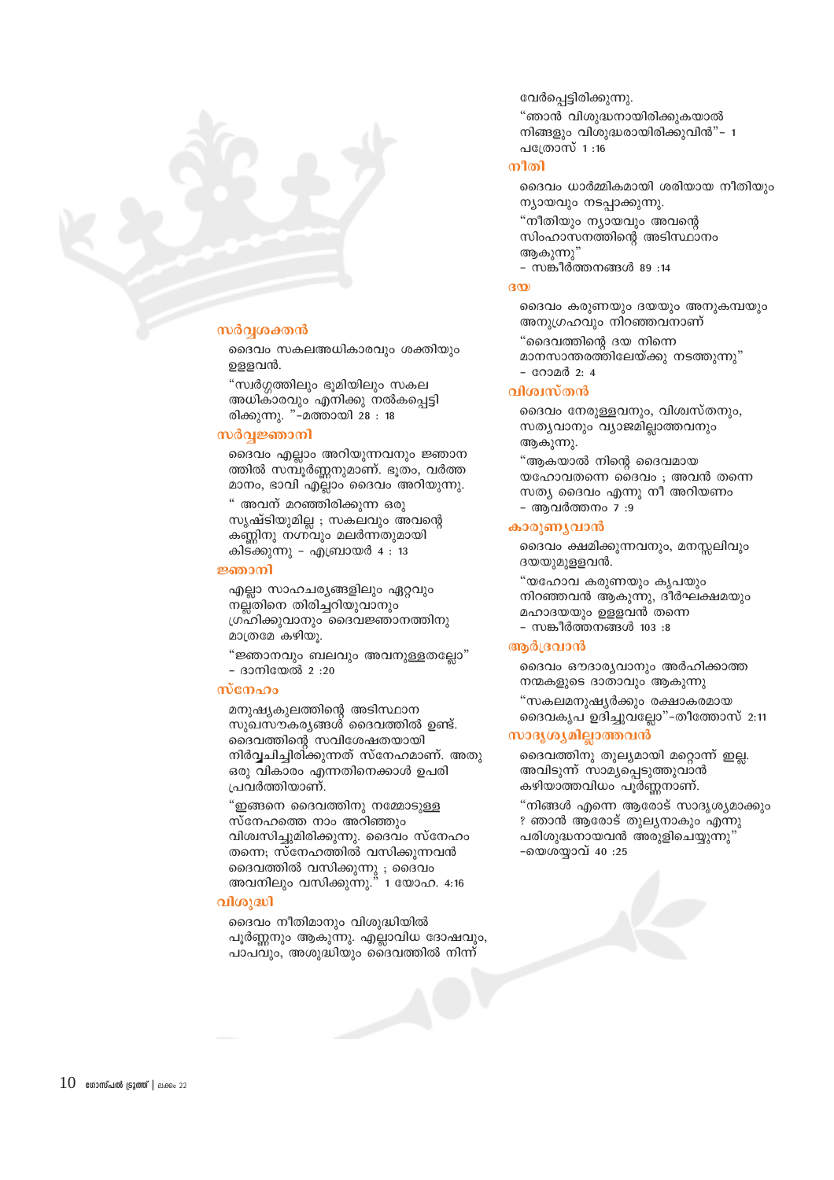### സർവ്വശക്തൻ

ദൈവം സകലഅധികാരവും ശക്തിയും ഉള്ളവൻ.

"സ്വർഗ്ഗത്തിലും ഭൂമിയിലും സകല അധികാരവും എനിക്കു നൽകപ്പെട്ടി രിക്കുന്നു. "-മത്തായി 28 : 18

### സർവ്വജ്ഞാനി

ദൈവം എല്ലാം അറിയുന്നവനും ജ്ഞാന ത്തിൽ സമ്പൂർണ്ണനുമാണ്. ഭൂതം, വർത്ത മാനം, ഭാവി എല്ലാം ദൈവം അറിയുന്നു.

" അവന് മറഞ്ഞിരിക്കുന്ന ഒരു സൃഷ്ടിയുമില്ല ; സകലവും അവന്റെ കണ്ണിനു നഗ്നവും മലർന്നതുമായി കിടക്കുന്നു - എബ്രായർ 4 : 13

### ജ്ഞാനി

എല്ലാ സാഹചര്യങ്ങളിലും ഏറ്റവും നല്ലതിനെ തിരിച്ചറിയുവാനും ഗ്രഹിക്കുവാനും ദൈവജ്ഞാനത്തിനു മാത്രമേ കഴിയൂ.

"ജ്ഞാനവും ബലവും അവനുള്ളതല്ലോ" - ദാനിയേൽ 2 :20

### സ്നേഹം

മനുഷ്യകുലത്തിന്റെ അടിസ്ഥാന സുഖസൗകര്യങ്ങൾ ദൈവത്തിൽ ഉണ്ട്. ദൈവത്തിന്റെ സവിശേഷതയായി നിർവ്വചിച്ചിരിക്കുന്നത് സ്നേഹമാണ്. അതു ഒരു വികാരം എന്നതിനെക്കാൾ ഉപരി പ്രവർത്തിയാണ്.

"ഇങ്ങനെ ദൈവത്തിനു നമ്മോടുള്ള സ്നേഹത്തെ നാം അറിഞ്ഞും വിശ്വസിച്ചുമിരിക്കുന്നു. ദൈവം സ്നേഹം തന്നെ; സ്നേഹത്തിൽ വസിക്കുന്നവൻ ദൈവത്തിൽ വസിക്കുന്നു ; ദൈവം അവനിലും വസിക്കുന്നു." 1 യോഹ. 4:16

### വിശുദ്ധി

ദൈവം നീതിമാനും വിശുദ്ധിയിൽ പൂർണ്ണനും ആകുന്നു. എല്ലാവിധ ദോഷവും, പാപവും, അശുദ്ധിയും ദൈവത്തിൽ നിന്ന് വേർപ്പെട്ടിരിക്കുന്നു.

"ഞാൻ വിശുദ്ധനായിരിക്കുകയാൽ നിങ്ങളും വിശുദ്ധരായിരിക്കുവിൻ"- 1 പത്രോസ് 1 :16

### നീതി

ദൈവം ധാർമ്മികമായി ശരിയായ നീതിയും ന്യായവും നടപ്പാക്കുന്നു.

"നീതിയും ന്യായവും അവന്റെ സിംഹാസനത്തിന്റെ അടിസ്ഥാനം ആകുന്നു"
- സങ്കീർത്തനങ്ങൾ 89 :14

### ദയ

ദൈവം കരുണയും ദയയും അനുകമ്പയും അനുഗ്രഹവും നിറഞ്ഞവനാണ്

"ദൈവത്തിന്റെ ദയ നിന്നെ മാനസാന്തരത്തിലേയ്ക്കു നടത്തുന്നു"
- റോമർ 2: 4

### വിശ്വസ്തൻ

ദൈവം നേരുള്ളവനും, വിശ്വസ്തനും, സത്യവാനും വ്യാജമില്ലാത്തവനും ആകുന്നു.

"ആകയാൽ നിന്റെ ദൈവമായ യഹോവതന്നെ ദൈവം ; അവൻ തന്നെ സത്യ ദൈവം എന്നു നീ അറിയണം
- ആവർത്തനം 7 :9

### കാരുണ്യവാൻ

ദൈവം ക്ഷമിക്കുന്നവനും, മനസ്സലിവും ദയയുമുള്ളവൻ.

"യഹോവ കരുണയും കൃപയും നിറഞ്ഞവൻ ആകുന്നു, ദീർഘക്ഷമയും മഹാദയയും ഉള്ളവൻ തന്നെ
- സങ്കീർത്തനങ്ങൾ 103 :8

### ആർദ്രവാൻ

ദൈവം ഔദാര്യവാനും അർഹിക്കാത്ത നന്മകളുടെ ദാതാവും ആകുന്നു

"സകലമനുഷ്യർക്കും രക്ഷാകരമായ ദൈവകൃപ ഉദിച്ചുവല്ലോ"-തീത്തോസ് 2:11

### സാദൃശ്യമില്ലാത്തവൻ

ദൈവത്തിനു തുല്യമായി മറ്റൊന്ന് ഇല്ല. അവിടുന്ന് സാമ്യപ്പെടുത്തുവാൻ കഴിയാത്തവിധം പൂർണ്ണനാണ്.

"നിങ്ങൾ എന്നെ ആരോട് സാദൃശ്യമാക്കും ? ഞാൻ ആരോട് തുല്യനാകും എന്നു പരിശുദ്ധനായവൻ അരുളിചെയ്യുന്നു"
-യെശയ്യാവ് 40 :25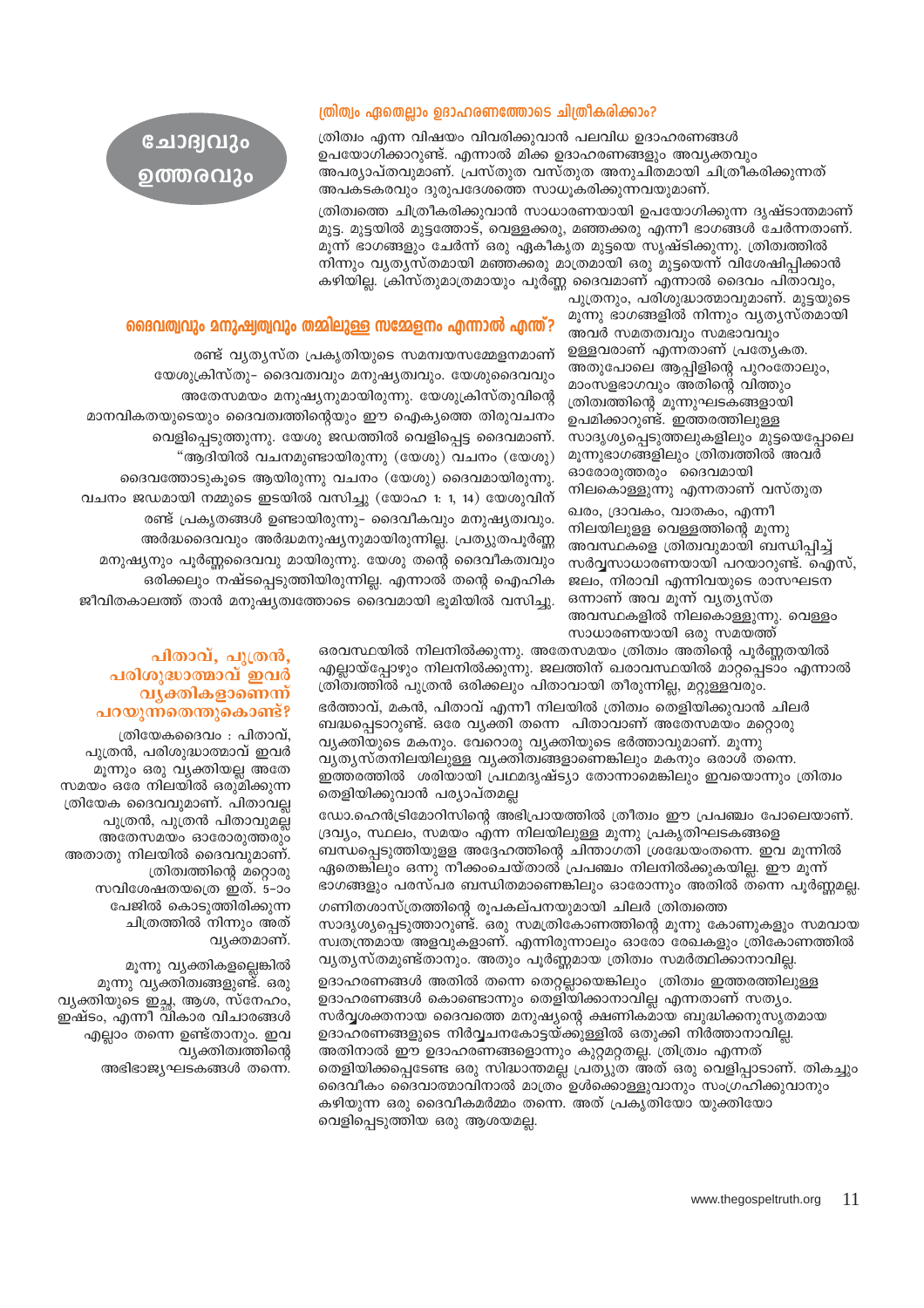# ചോദ്യവും ഉത്തരവും

## ത്രിത്വം ഏതെല്ലാം ഉദാഹരണത്തോടെ ചിത്രീകരിക്കാം?

ത്രിത്വം എന്ന വിഷയം വിവരിക്കുവാൻ പലവിധ ഉദാഹരണങ്ങൾ ഉപയോഗിക്കാറുണ്ട്. എന്നാൽ മിക്ക ഉദാഹരണങ്ങളും അവ്യക്തവും അപര്യാപ്തവുമാണ്. പ്രസ്തുത വസ്തുത അനുചിതമായി ചിത്രീകരിക്കുന്നത് അപകടകരവും ദുരുപദേശത്തെ സാധൂകരിക്കുന്നവയുമാണ്.

ത്രിത്വത്തെ ചിത്രീകരിക്കുവാൻ സാധാരണയായി ഉപയോഗിക്കുന്ന ദൃഷ്ടാന്തമാണ് മുട്ട. മുട്ടയിൽ മുട്ടത്തോട്, വെള്ളക്കരു, മഞ്ഞക്കരു എന്നീ ഭാഗങ്ങൾ ചേർന്നതാണ്. മൂന്ന് ഭാഗങ്ങളും ചേർന്ന് ഒരു ഏകീകൃത മുട്ടയെ സൃഷ്ടിക്കുന്നു. ത്രിത്വത്തിൽ നിന്നും വ്യത്യസ്തമായി മഞ്ഞക്കരു മാത്രമായി ഒരു മുട്ടയെന്ന് വിശേഷിപ്പിക്കാൻ കഴിയില്ല. ക്രിസ്തുമാത്രമായും പൂർണ്ണ ദൈവമാണ് എന്നാൽ ദൈവം പിതാവും, പുത്രനും, പരിശുദ്ധാത്മാവുമാണ്. മുട്ടയുടെ മൂന്നു ഭാഗങ്ങളിൽ നിന്നും വ്യത്യസ്തമായി അവർ സമത്വവും സമഭാവവും ഉള്ളവരാണ് എന്നതാണ് പ്രത്യേകത. അതുപോലെ ആപ്പിളിന്റെ പുറംതോലും, മാംസളഭാഗവും അതിന്റെ വിത്തും ത്രിത്വത്തിന്റെ മൂന്നുഘടകങ്ങളായി ഉപമിക്കാറുണ്ട്. ഇത്തരത്തിലുള്ള സാദൃശ്യപ്പെടുത്തലുകളിലും മുട്ടയെപ്പോലെ മൂന്നുഭാഗങ്ങളിലും ത്രിത്വത്തിൽ അവർ ഓരോരുത്തരും ദൈവമായി നിലകൊള്ളുന്നു എന്നതാണ് വസ്തുത

ഖരം, ദ്രാവകം, വാതകം, എന്നീ നിലയിലുള്ള വെള്ളത്തിന്റെ മൂന്നു അവസ്ഥകളെ ത്രിത്വവുമായി ബന്ധിപ്പിച്ച് സർവ്വസാധാരണയായി പറയാറുണ്ട്. ഐസ്, ജലം, നീരാവി എന്നിവയുടെ രാസഘടന ഒന്നാണ് അവ മൂന്ന് വ്യത്യസ്ത അവസ്ഥകളിൽ നിലകൊള്ളുന്നു. വെള്ളം സാധാരണയായി ഒരു സമയത്ത് ഒരവസ്ഥയിൽ നിലനിൽക്കുന്നു. അതേസമയം ത്രിത്വം അതിന്റെ പൂർണ്ണതയിൽ എല്ലായ്പ്പോഴും നിലനിൽക്കുന്നു. ജലത്തിന് ഖരാവസ്ഥയിൽ മാറ്റപ്പെടാം എന്നാൽ ത്രിത്വത്തിൽ പുത്രൻ ഒരിക്കലും പിതാവായി തീരുന്നില്ല, മറ്റുള്ളവരും.

ഭർത്താവ്, മകൻ, പിതാവ് എന്നീ നിലയിൽ ത്രിത്വം തെളിയിക്കുവാൻ ചിലർ ബദ്ധപ്പെടാറുണ്ട്. ഒരേ വ്യക്തി തന്നെ പിതാവാണ് അതേസമയം മറ്റൊരു വ്യക്തിയുടെ മകനും. വേറൊരു വ്യക്തിയുടെ ഭർത്താവുമാണ്. മൂന്നു വ്യത്യസ്തനിലയിലുള്ള വ്യക്തിത്വങ്ങളാണെങ്കിലും മകനും ഒരാൾ തന്നെ. ഇത്തരത്തിൽ ശരിയായി പ്രഥമദൃഷ്ട്യാ തോന്നാമെങ്കിലും ഇവയൊന്നും ത്രിത്വം തെളിയിക്കുവാൻ പര്യാപ്തമല്ല

ഡോ.ഹെൻട്രിമോറിസിന്റെ അഭിപ്രായത്തിൽ ത്രീത്വം ഈ പ്രപഞ്ചം പോലെയാണ്. ദ്രവ്യം, സ്ഥലം, സമയം എന്നീ നിലയിലുള്ള മൂന്നു പ്രകൃതിഘടകങ്ങളെ ബന്ധപ്പെടുത്തിയുള്ള അദ്ദേഹത്തിന്റെ ചിന്താഗതി ശ്രദ്ധേയംതന്നെ. ഇവ മൂന്നിൽ ഏതെങ്കിലും ഒന്നു നീക്കംചെയ്താൽ പ്രപഞ്ചം നിലനിൽക്കുകയില്ല. ഈ മൂന്ന് ഭാഗങ്ങളും പരസ്പര ബന്ധിതമാണെങ്കിലും ഓരോന്നും അതിൽ തന്നെ പൂർണ്ണമല്ല.

ഗണിതശാസ്ത്രത്തിന്റെ രൂപകല്പനയുമായി ചിലർ ത്രിത്വത്തെ സാദൃശ്യപ്പെടുത്താറുണ്ട്. ഒരു സമത്രികോണത്തിന്റെ മൂന്നു കോണുകളും സമവായ സ്വതന്ത്രമായ അളവുകളാണ്. എന്നിരുന്നാലും ഓരോ രേഖകളും ത്രികോണത്തിൽ വ്യത്യസ്തമുണ്ട്താനും. അതും പൂർണ്ണമായ ത്രിത്വം സമർത്ഥിക്കാനാവില്ല.

ഉദാഹരണങ്ങൾ അതിൽ തന്നെ തെറ്റല്ലായെങ്കിലും ത്രിത്വം ഇത്തരത്തിലുള്ള ഉദാഹരണങ്ങൾ കൊണ്ടൊന്നും തെളിയിക്കാനാവില്ല എന്നതാണ് സത്യം. സർവ്വശക്തനായ ദൈവത്തെ മനുഷ്യന്റെ ക്ഷണികമായ ബുദ്ധിക്കനുസൃതമായ ഉദാഹരണങ്ങളുടെ നിർവ്വചനകോട്ടയ്ക്കുള്ളിൽ ഒതുക്കി നിർത്താനാവില്ല. അതിനാൽ ഈ ഉദാഹരണങ്ങളൊന്നും കുറ്റമറ്റതല്ല. ത്രിത്വം എന്നത് തെളിയിക്കപ്പെടേണ്ട ഒരു സിദ്ധാന്തമല്ല പ്രത്യുത അത് ഒരു വെളിപ്പാടാണ്. തികച്ചും ദൈവീകം ദൈവാത്മാവിനാൽ മാത്രം ഉൾക്കൊള്ളുവാനും സംഗ്രഹിക്കുവാനും കഴിയുന്ന ഒരു ദൈവീകമർമ്മം തന്നെ. അത് പ്രകൃതിയോ യുക്തിയോ വെളിപ്പെടുത്തിയ ഒരു ആശയമല്ല.

## ദൈവത്വവും മനുഷ്യത്വവും തമ്മിലുള്ള സമ്മേളനം എന്നാൽ എന്ത്?

രണ്ട് വ്യത്യസ്ത പ്രകൃതിയുടെ സമന്വയസമ്മേളനമാണ് യേശുക്രിസ്തു- ദൈവത്വവും മനുഷ്യത്വവും. യേശുദൈവവും അതേസമയം മനുഷ്യനുമായിരുന്നു. യേശുക്രിസ്തുവിന്റെ മാനവികതയുടെയും ദൈവത്വത്തിന്റെയും ഈ ഐക്യത്തെ തിരുവചനം വെളിപ്പെടുത്തുന്നു. യേശു ജഡത്തിൽ വെളിപ്പെട്ട ദൈവമാണ്. "ആദിയിൽ വചനമുണ്ടായിരുന്നു (യേശു) വചനം (യേശു) ദൈവത്തോടുകൂടെ ആയിരുന്നു വചനം (യേശു) ദൈവമായിരുന്നു. വചനം ജഡമായി നമ്മുടെ ഇടയിൽ വസിച്ചു (യോഹ 1: 1, 14) യേശുവിന് രണ്ട് പ്രകൃതങ്ങൾ ഉണ്ടായിരുന്നു- ദൈവീകവും മനുഷ്യത്വവും. അർദ്ധദൈവവും അർദ്ധമനുഷ്യനുമായിരുന്നില്ല. പ്രത്യുതപൂർണ്ണ മനുഷ്യനും പൂർണ്ണദൈവവും മായിരുന്നു. യേശു തന്റെ ദൈവീകത്വവും ഒരിക്കലും നഷ്ടപ്പെടുത്തിയിരുന്നില്ല. എന്നാൽ തന്റെ ഐഹിക ജീവിതകാലത്ത് താൻ മനുഷ്യത്വത്തോടെ ദൈവമായി ഭൂമിയിൽ വസിച്ചു.

## പിതാവ്, പുത്രൻ, പരിശുദ്ധാത്മാവ് ഇവർ വ്യക്തികളാണെന്ന് പറയുന്നതെന്തുകൊണ്ട്?

ത്രിയേകദൈവം : പിതാവ്, പുത്രൻ, പരിശുദ്ധാത്മാവ് ഇവർ മൂന്നും ഒരു വ്യക്തിയല്ല അതേ സമയം ഒരേ നിലയിൽ ഒരുമിക്കുന്ന ത്രിയേക ദൈവവുമാണ്. പിതാവല്ല പുത്രൻ, പുത്രൻ പിതാവുമല്ല അതേസമയം ഓരോരുത്തരും അതാതു നിലയിൽ ദൈവവുമാണ്. ത്രിത്വത്തിന്റെ മറ്റൊരു സവിശേഷതയത്രെ ഇത്. 5-ാം പേജിൽ കൊടുത്തിരിക്കുന്ന ചിത്രത്തിൽ നിന്നും അത് വ്യക്തമാണ്.

മൂന്നു വ്യക്തികളല്ലെങ്കിൽ മൂന്നു വ്യക്തിത്വങ്ങളുണ്ട്. ഒരു വ്യക്തിയുടെ ഇച്ഛ, ആശ, സ്നേഹം, ഇഷ്ടം, എന്നീ വികാര വിചാരങ്ങൾ എല്ലാം തന്നെ ഉണ്ട്താനും. ഇവ വ്യക്തിത്വത്തിന്റെ അഭിഭാജ്യഘടകങ്ങൾ തന്നെ.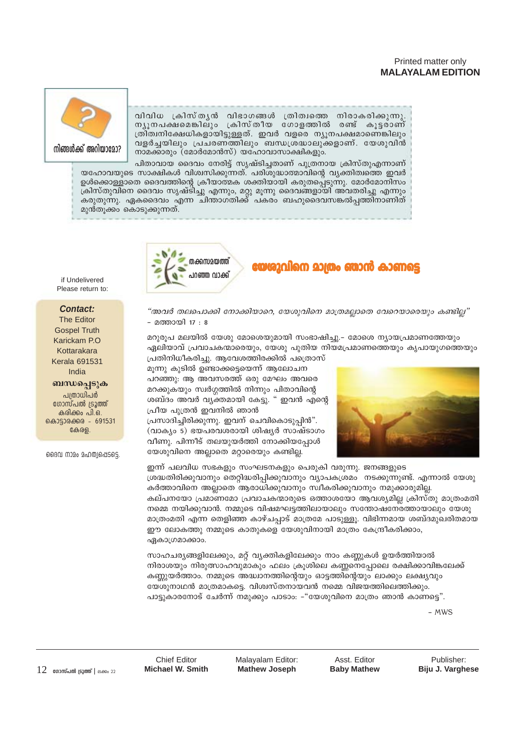Printed matter only
**MALAYALAM EDITION**

**നിങ്ങൾക്ക് അറിയാമോ?**

വിവിധ ക്രിസ്തൃൻ വിഭാഗങ്ങൾ ത്രിത്വത്തെ നിരാകരിക്കുന്നു. ന്യൂനപക്ഷമെങ്കിലും ക്രിസ്തീയ ഗോളത്തിൽ രണ്ട് കൂട്ടരാണ് ത്രിത്വനിഷേധികളായിട്ടുള്ളത്. ഇവർ വളരെ ന്യൂനപക്ഷമാണെങ്കിലും വളർച്ചയിലും പ്രചരണത്തിലും ബന്ധശ്രദ്ധാലുക്കളാണ്. യേശുവിൻ നാമക്കാരും (മോർമോൻസ്) യഹോവാസാക്ഷികളും.

പിതാവായ ദൈവം നേരിട്ട് സൃഷ്ടിച്ചതാണ് പുത്രനായ ക്രിസ്തുഎന്നാണ് യഹോവയുടെ സാക്ഷികൾ വിശ്വസിക്കുന്നത്. പരിശുദ്ധാത്മാവിന്റെ വ്യക്തിത്വത്തെ ഇവർ ഉൾക്കൊള്ളാതെ ദൈവത്തിന്റെ ക്രീയാത്മക ശക്തിയായി കരുതപ്പെടുന്നു. മോർമോനിസം ക്രിസ്തുവിനെ ദൈവം സൃഷ്ടിച്ചു എന്നും, മറ്റു മൂന്നു ദൈവങ്ങളായി അവതരിച്ചു എന്നും കരുതുന്നു. ഏകദൈവം എന്ന ചിന്താഗതിക്ക് പകരം ബഹുദൈവസങ്കൽപ്പത്തിനാണിത് മുൻതൂക്കം കൊടുക്കുന്നത്.

**തക്കസമയത്ത് പറഞ്ഞ വാക്ക്**

## യേശുവിനെ മാത്രം ഞാൻ കാണട്ടെ

*"അവർ തലപൊക്കി നോക്കിയാറെ, യേശുവിനെ മാത്രമല്ലാതെ വേറെയാരെയും കണ്ടില്ല"*
– മത്തായി 17 : 8

മറുരൂപ മലയിൽ യേശു മോശെയുമായി സംഭാഷിച്ചു.– മോശെ ന്യായപ്രമാണത്തേയും ഏലിയാവ് പ്രവാചകന്മാരെയും, യേശു പുതിയ നിയമപ്രമാണത്തെയും കൃപായുഗത്തെയും പ്രതിനിധീകരിച്ചു. ആവേശത്തിരക്കിൽ പത്രൊസ് മൂന്നു കുടിൽ ഉണ്ടാക്കട്ടെയെന്ന് ആലോചന പറഞ്ഞു: ആ അവസരത്ത് ഒരു മേഘം അവരെ മറക്കുകയും സ്വർഗ്ഗത്തിൽ നിന്നും പിതാവിന്റെ ശബ്ദം അവർ വ്യക്തമായി കേട്ടു. " ഇവൻ എന്റെ പ്രീയ പുത്രൻ ഇവനിൽ ഞാൻ പ്രസാദിച്ചിരിക്കുന്നു. ഇവന് ചെവികൊടുപ്പിൻ". (വാക്യം 5) ഭയപരവശരായി ശിഷ്യർ സാഷ്ടാംഗം വീണു. പിന്നീട് തലയുയർത്തി നോക്കിയപ്പോൾ യേശുവിനെ അല്ലാതെ മറ്റാരെയും കണ്ടില്ല.

ഇന്ന് പലവിധ സഭകളും സംഘടനകളും പെരുകി വരുന്നു. ജനങ്ങളുടെ ശ്രദ്ധതിരിക്കുവാനും തെറ്റിദ്ധരിപ്പിക്കുവാനും വ്യാപകശ്രമം നടക്കുന്നുണ്ട്. എന്നാൽ യേശു കർത്താവിനെ അല്ലാതെ ആരാധിക്കുവാനും സ്വീകരിക്കുവാനും നമുക്കാരുമില്ല. കല്പനയോ പ്രമാണമോ പ്രവാചകന്മാരുടെ ഒത്താശയോ ആവശ്യമില്ല ക്രിസ്തു മാത്രംമതി നമ്മെ നയിക്കുവാൻ. നമ്മുടെ വിഷമഘട്ടത്തിലായാലും സന്തോഷനേരത്തായാലും യേശു മാത്രംമതി എന്ന തെളിഞ്ഞ കാഴ്ചപ്പാട് മാത്രമേ പാടുള്ളൂ. വിഭിന്നമായ ശബ്ദമുഖരിതമായ ഈ ലോകത്തു നമ്മുടെ കാതുകളെ യേശുവിനായി മാത്രം കേന്ദ്രീകരിക്കാം, ഏകാഗ്രമാക്കാം.

സാഹചര്യങ്ങളിലേക്കും, മറ്റ് വ്യക്തികളിലേക്കും നാം കണ്ണുകൾ ഉയർത്തിയാൽ നിരാശയും നിരുത്സാഹവുമാകും ഫലം ക്രൂശിലെ കള്ളനെപ്പോലെ രക്ഷിക്കാവിങ്കലേക്ക് കണ്ണുയർത്താം. നമ്മുടെ അദ്ധ്വാനത്തിന്റെയും ഓട്ടത്തിന്റെയും ലാക്കും ലക്ഷ്യവും യേശുനാഥൻ മാത്രമാകട്ടെ. വിശ്വസ്തനായവൻ നമ്മെ വിജയത്തിലെത്തിക്കും. പാട്ടുകാരനോട് ചേർന്ന് നമുക്കും പാടാം: –"യേശുവിനെ മാത്രം ഞാൻ കാണട്ടെ".

– MWS

if Undelivered
Please return to:

**Contact:**
The Editor
Gospel Truth
Karickam P.O
Kottarakara
Kerala 691531
India

**ബന്ധപ്പെടുക**
പത്രാധിപർ
ഗോസ്പൽ ട്രൂത്ത്
കരിക്കം പി.ഒ.
കൊട്ടാരക്കര - 691531
കേരള.

ദൈവ നാമം മഹത്വപ്പെടട്ടെ.

| Chief Editor | Malayalam Editor: | Asst. Editor | Publisher: |
|---|---|---|---|
| **Michael W. Smith** | **Mathew Joseph** | **Baby Mathew** | **Biju J. Varghese** |